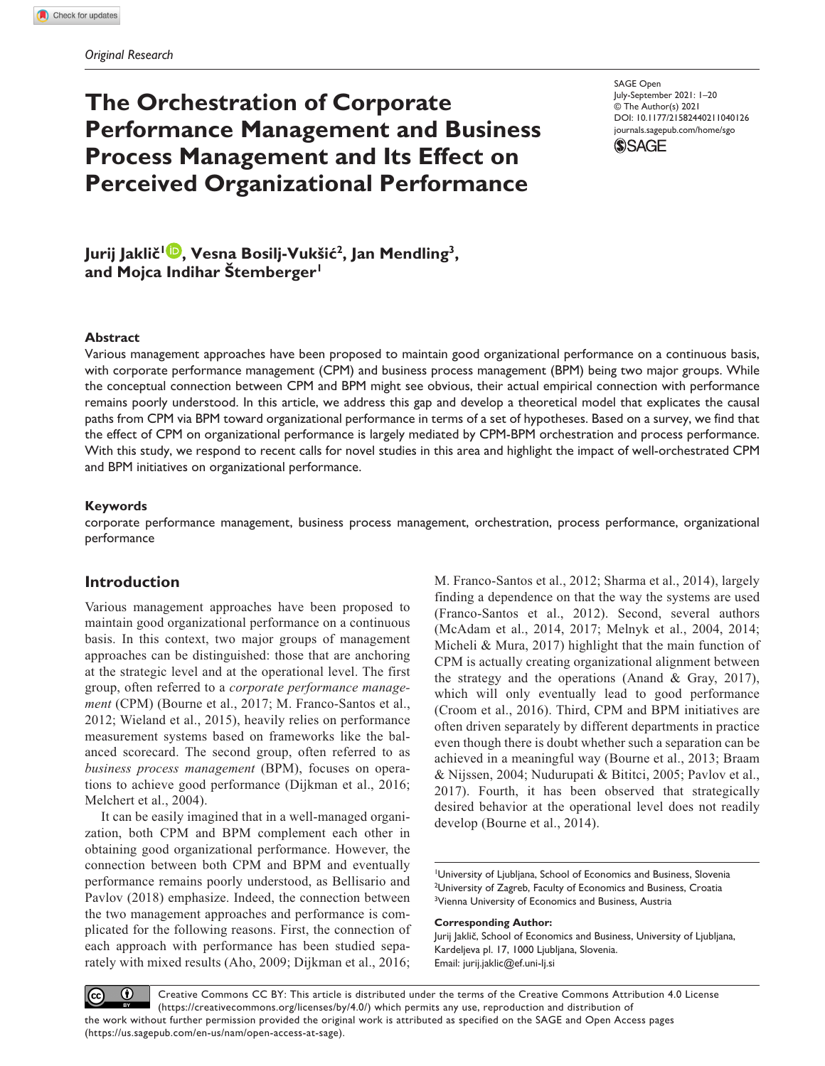*Original Research*

# The Orchestration of Corporate Performance Management and Business Process Management and Its Effect on Perceived Organizational Performance

SAGE Open
July-September 2021: 1–20
© The Author(s) 2021
DOI: 10.1177/21582440211040126
journals.sagepub.com/home/sgo

**Jurij Jaklič[1], Vesna Bosilj-Vukšić[2], Jan Mendling[3], and Mojca Indihar Štemberger[1]**

### Abstract

Various management approaches have been proposed to maintain good organizational performance on a continuous basis, with corporate performance management (CPM) and business process management (BPM) being two major groups. While the conceptual connection between CPM and BPM might see obvious, their actual empirical connection with performance remains poorly understood. In this article, we address this gap and develop a theoretical model that explicates the causal paths from CPM via BPM toward organizational performance in terms of a set of hypotheses. Based on a survey, we find that the effect of CPM on organizational performance is largely mediated by CPM-BPM orchestration and process performance. With this study, we respond to recent calls for novel studies in this area and highlight the impact of well-orchestrated CPM and BPM initiatives on organizational performance.

### Keywords

corporate performance management, business process management, orchestration, process performance, organizational performance

## Introduction

Various management approaches have been proposed to maintain good organizational performance on a continuous basis. In this context, two major groups of management approaches can be distinguished: those that are anchoring at the strategic level and at the operational level. The first group, often referred to a *corporate performance management* (CPM) (Bourne et al., 2017; M. Franco-Santos et al., 2012; Wieland et al., 2015), heavily relies on performance measurement systems based on frameworks like the balanced scorecard. The second group, often referred to as *business process management* (BPM), focuses on operations to achieve good performance (Dijkman et al., 2016; Melchert et al., 2004).

It can be easily imagined that in a well-managed organization, both CPM and BPM complement each other in obtaining good organizational performance. However, the connection between both CPM and BPM and eventually performance remains poorly understood, as Bellisario and Pavlov (2018) emphasize. Indeed, the connection between the two management approaches and performance is complicated for the following reasons. First, the connection of each approach with performance has been studied separately with mixed results (Aho, 2009; Dijkman et al., 2016; M. Franco-Santos et al., 2012; Sharma et al., 2014), largely finding a dependence on that the way the systems are used (Franco-Santos et al., 2012). Second, several authors (McAdam et al., 2014, 2017; Melnyk et al., 2004, 2014; Micheli & Mura, 2017) highlight that the main function of CPM is actually creating organizational alignment between the strategy and the operations (Anand & Gray, 2017), which will only eventually lead to good performance (Croom et al., 2016). Third, CPM and BPM initiatives are often driven separately by different departments in practice even though there is doubt whether such a separation can be achieved in a meaningful way (Bourne et al., 2013; Braam & Nijssen, 2004; Nudurupati & Bititci, 2005; Pavlov et al., 2017). Fourth, it has been observed that strategically desired behavior at the operational level does not readily develop (Bourne et al., 2014).

[1]University of Ljubljana, School of Economics and Business, Slovenia
[2]University of Zagreb, Faculty of Economics and Business, Croatia
[3]Vienna University of Economics and Business, Austria

**Corresponding Author:**
Jurij Jaklič, School of Economics and Business, University of Ljubljana, Kardeljeva pl. 17, 1000 Ljubljana, Slovenia.
Email: jurij.jaklic@ef.uni-lj.si

Creative Commons CC BY: This article is distributed under the terms of the Creative Commons Attribution 4.0 License (https://creativecommons.org/licenses/by/4.0/) which permits any use, reproduction and distribution of the work without further permission provided the original work is attributed as specified on the SAGE and Open Access pages (https://us.sagepub.com/en-us/nam/open-access-at-sage).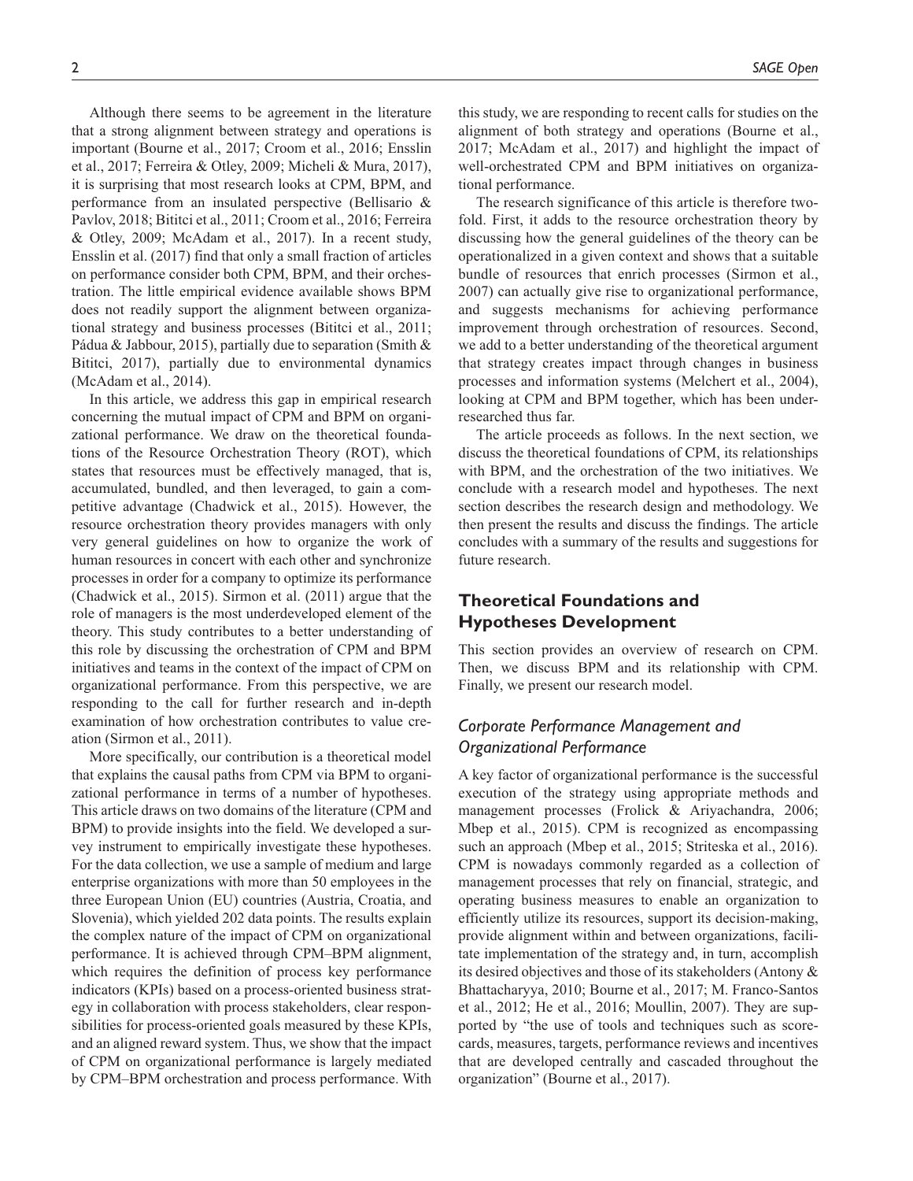Although there seems to be agreement in the literature that a strong alignment between strategy and operations is important (Bourne et al., 2017; Croom et al., 2016; Ensslin et al., 2017; Ferreira & Otley, 2009; Micheli & Mura, 2017), it is surprising that most research looks at CPM, BPM, and performance from an insulated perspective (Bellisario & Pavlov, 2018; Bititci et al., 2011; Croom et al., 2016; Ferreira & Otley, 2009; McAdam et al., 2017). In a recent study, Ensslin et al. (2017) find that only a small fraction of articles on performance consider both CPM, BPM, and their orchestration. The little empirical evidence available shows BPM does not readily support the alignment between organizational strategy and business processes (Bititci et al., 2011; Pádua & Jabbour, 2015), partially due to separation (Smith & Bititci, 2017), partially due to environmental dynamics (McAdam et al., 2014).

In this article, we address this gap in empirical research concerning the mutual impact of CPM and BPM on organizational performance. We draw on the theoretical foundations of the Resource Orchestration Theory (ROT), which states that resources must be effectively managed, that is, accumulated, bundled, and then leveraged, to gain a competitive advantage (Chadwick et al., 2015). However, the resource orchestration theory provides managers with only very general guidelines on how to organize the work of human resources in concert with each other and synchronize processes in order for a company to optimize its performance (Chadwick et al., 2015). Sirmon et al. (2011) argue that the role of managers is the most underdeveloped element of the theory. This study contributes to a better understanding of this role by discussing the orchestration of CPM and BPM initiatives and teams in the context of the impact of CPM on organizational performance. From this perspective, we are responding to the call for further research and in-depth examination of how orchestration contributes to value creation (Sirmon et al., 2011).

More specifically, our contribution is a theoretical model that explains the causal paths from CPM via BPM to organizational performance in terms of a number of hypotheses. This article draws on two domains of the literature (CPM and BPM) to provide insights into the field. We developed a survey instrument to empirically investigate these hypotheses. For the data collection, we use a sample of medium and large enterprise organizations with more than 50 employees in the three European Union (EU) countries (Austria, Croatia, and Slovenia), which yielded 202 data points. The results explain the complex nature of the impact of CPM on organizational performance. It is achieved through CPM–BPM alignment, which requires the definition of process key performance indicators (KPIs) based on a process-oriented business strategy in collaboration with process stakeholders, clear responsibilities for process-oriented goals measured by these KPIs, and an aligned reward system. Thus, we show that the impact of CPM on organizational performance is largely mediated by CPM–BPM orchestration and process performance. With this study, we are responding to recent calls for studies on the alignment of both strategy and operations (Bourne et al., 2017; McAdam et al., 2017) and highlight the impact of well-orchestrated CPM and BPM initiatives on organizational performance.

The research significance of this article is therefore twofold. First, it adds to the resource orchestration theory by discussing how the general guidelines of the theory can be operationalized in a given context and shows that a suitable bundle of resources that enrich processes (Sirmon et al., 2007) can actually give rise to organizational performance, and suggests mechanisms for achieving performance improvement through orchestration of resources. Second, we add to a better understanding of the theoretical argument that strategy creates impact through changes in business processes and information systems (Melchert et al., 2004), looking at CPM and BPM together, which has been under-researched thus far.

The article proceeds as follows. In the next section, we discuss the theoretical foundations of CPM, its relationships with BPM, and the orchestration of the two initiatives. We conclude with a research model and hypotheses. The next section describes the research design and methodology. We then present the results and discuss the findings. The article concludes with a summary of the results and suggestions for future research.

## Theoretical Foundations and Hypotheses Development

This section provides an overview of research on CPM. Then, we discuss BPM and its relationship with CPM. Finally, we present our research model.

### *Corporate Performance Management and Organizational Performance*

A key factor of organizational performance is the successful execution of the strategy using appropriate methods and management processes (Frolick & Ariyachandra, 2006; Mbep et al., 2015). CPM is recognized as encompassing such an approach (Mbep et al., 2015; Striteska et al., 2016). CPM is nowadays commonly regarded as a collection of management processes that rely on financial, strategic, and operating business measures to enable an organization to efficiently utilize its resources, support its decision-making, provide alignment within and between organizations, facilitate implementation of the strategy and, in turn, accomplish its desired objectives and those of its stakeholders (Antony & Bhattacharyya, 2010; Bourne et al., 2017; M. Franco-Santos et al., 2012; He et al., 2016; Moullin, 2007). They are supported by "the use of tools and techniques such as scorecards, measures, targets, performance reviews and incentives that are developed centrally and cascaded throughout the organization" (Bourne et al., 2017).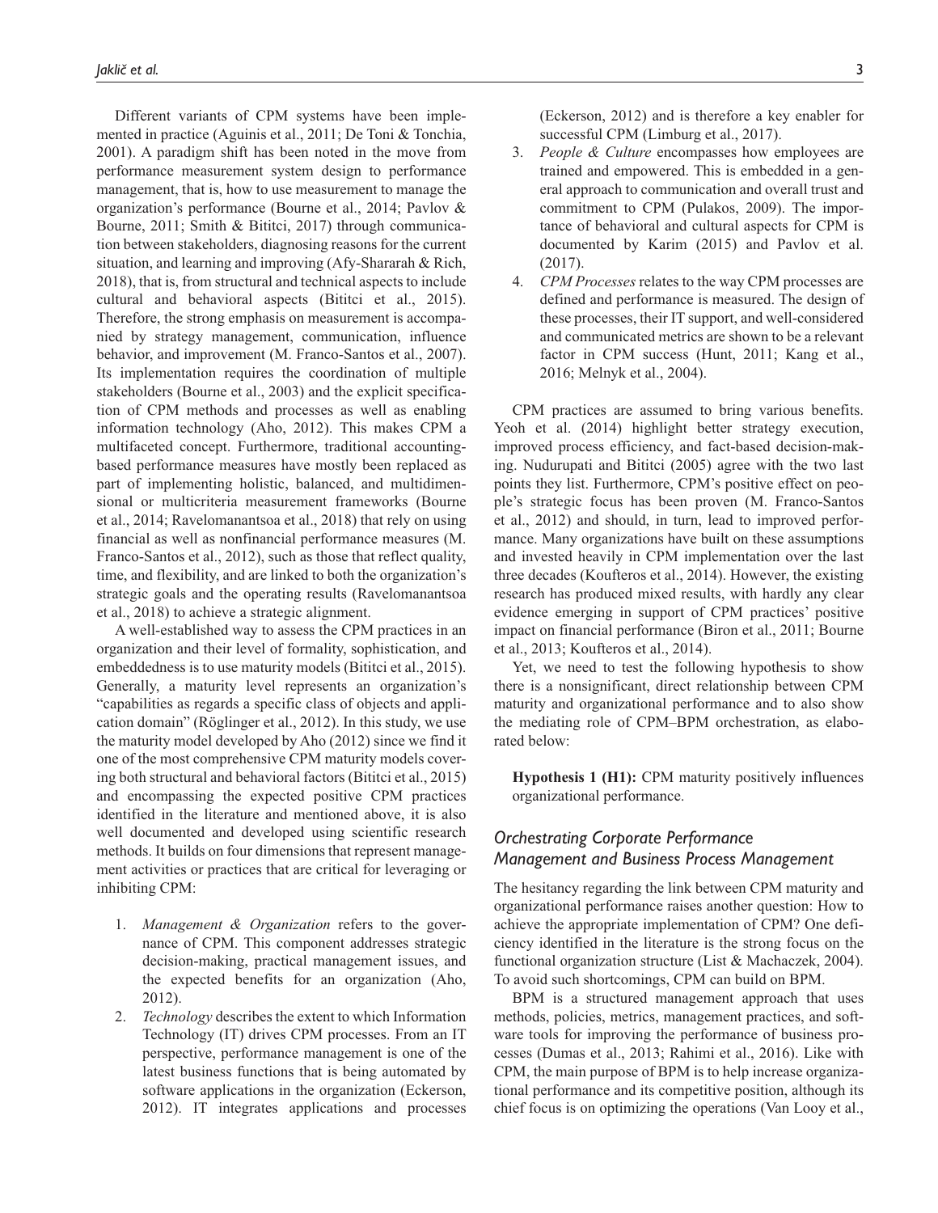Different variants of CPM systems have been implemented in practice (Aguinis et al., 2011; De Toni & Tonchia, 2001). A paradigm shift has been noted in the move from performance measurement system design to performance management, that is, how to use measurement to manage the organization's performance (Bourne et al., 2014; Pavlov & Bourne, 2011; Smith & Bititci, 2017) through communication between stakeholders, diagnosing reasons for the current situation, and learning and improving (Afy-Shararah & Rich, 2018), that is, from structural and technical aspects to include cultural and behavioral aspects (Bititci et al., 2015). Therefore, the strong emphasis on measurement is accompanied by strategy management, communication, influence behavior, and improvement (M. Franco-Santos et al., 2007). Its implementation requires the coordination of multiple stakeholders (Bourne et al., 2003) and the explicit specification of CPM methods and processes as well as enabling information technology (Aho, 2012). This makes CPM a multifaceted concept. Furthermore, traditional accounting-based performance measures have mostly been replaced as part of implementing holistic, balanced, and multidimensional or multicriteria measurement frameworks (Bourne et al., 2014; Ravelomanantsoa et al., 2018) that rely on using financial as well as nonfinancial performance measures (M. Franco-Santos et al., 2012), such as those that reflect quality, time, and flexibility, and are linked to both the organization's strategic goals and the operating results (Ravelomanantsoa et al., 2018) to achieve a strategic alignment.

A well-established way to assess the CPM practices in an organization and their level of formality, sophistication, and embeddedness is to use maturity models (Bititci et al., 2015). Generally, a maturity level represents an organization's "capabilities as regards a specific class of objects and application domain" (Röglinger et al., 2012). In this study, we use the maturity model developed by Aho (2012) since we find it one of the most comprehensive CPM maturity models covering both structural and behavioral factors (Bititci et al., 2015) and encompassing the expected positive CPM practices identified in the literature and mentioned above, it is also well documented and developed using scientific research methods. It builds on four dimensions that represent management activities or practices that are critical for leveraging or inhibiting CPM:

1. *Management & Organization* refers to the governance of CPM. This component addresses strategic decision-making, practical management issues, and the expected benefits for an organization (Aho, 2012).
2. *Technology* describes the extent to which Information Technology (IT) drives CPM processes. From an IT perspective, performance management is one of the latest business functions that is being automated by software applications in the organization (Eckerson, 2012). IT integrates applications and processes (Eckerson, 2012) and is therefore a key enabler for successful CPM (Limburg et al., 2017).
3. *People & Culture* encompasses how employees are trained and empowered. This is embedded in a general approach to communication and overall trust and commitment to CPM (Pulakos, 2009). The importance of behavioral and cultural aspects for CPM is documented by Karim (2015) and Pavlov et al. (2017).
4. *CPM Processes* relates to the way CPM processes are defined and performance is measured. The design of these processes, their IT support, and well-considered and communicated metrics are shown to be a relevant factor in CPM success (Hunt, 2011; Kang et al., 2016; Melnyk et al., 2004).

CPM practices are assumed to bring various benefits. Yeoh et al. (2014) highlight better strategy execution, improved process efficiency, and fact-based decision-making. Nudurupati and Bititci (2005) agree with the two last points they list. Furthermore, CPM's positive effect on people's strategic focus has been proven (M. Franco-Santos et al., 2012) and should, in turn, lead to improved performance. Many organizations have built on these assumptions and invested heavily in CPM implementation over the last three decades (Koufteros et al., 2014). However, the existing research has produced mixed results, with hardly any clear evidence emerging in support of CPM practices' positive impact on financial performance (Biron et al., 2011; Bourne et al., 2013; Koufteros et al., 2014).

Yet, we need to test the following hypothesis to show there is a nonsignificant, direct relationship between CPM maturity and organizational performance and to also show the mediating role of CPM–BPM orchestration, as elaborated below:

**Hypothesis 1 (H1):** CPM maturity positively influences organizational performance.

## *Orchestrating Corporate Performance Management and Business Process Management*

The hesitancy regarding the link between CPM maturity and organizational performance raises another question: How to achieve the appropriate implementation of CPM? One deficiency identified in the literature is the strong focus on the functional organization structure (List & Machaczek, 2004). To avoid such shortcomings, CPM can build on BPM.

BPM is a structured management approach that uses methods, policies, metrics, management practices, and software tools for improving the performance of business processes (Dumas et al., 2013; Rahimi et al., 2016). Like with CPM, the main purpose of BPM is to help increase organizational performance and its competitive position, although its chief focus is on optimizing the operations (Van Looy et al.,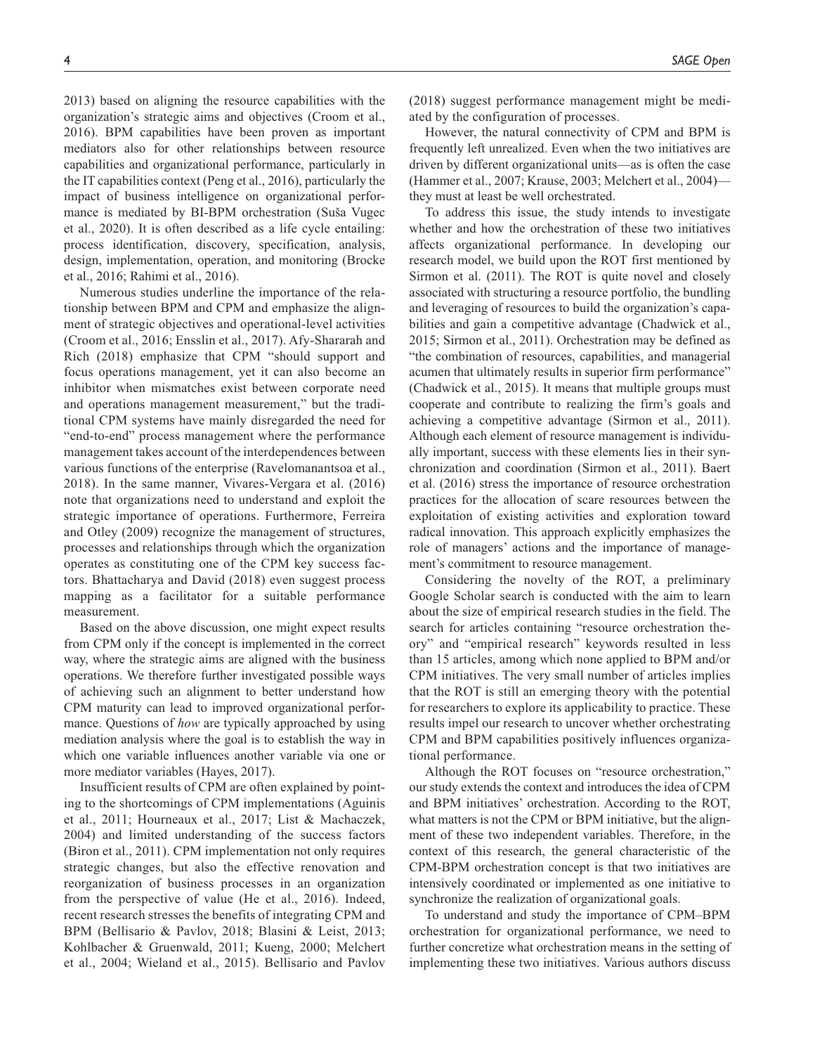2013) based on aligning the resource capabilities with the organization's strategic aims and objectives (Croom et al., 2016). BPM capabilities have been proven as important mediators also for other relationships between resource capabilities and organizational performance, particularly in the IT capabilities context (Peng et al., 2016), particularly the impact of business intelligence on organizational performance is mediated by BI-BPM orchestration (Suša Vugec et al., 2020). It is often described as a life cycle entailing: process identification, discovery, specification, analysis, design, implementation, operation, and monitoring (Brocke et al., 2016; Rahimi et al., 2016).

Numerous studies underline the importance of the relationship between BPM and CPM and emphasize the alignment of strategic objectives and operational-level activities (Croom et al., 2016; Ensslin et al., 2017). Afy-Shararah and Rich (2018) emphasize that CPM "should support and focus operations management, yet it can also become an inhibitor when mismatches exist between corporate need and operations management measurement," but the traditional CPM systems have mainly disregarded the need for "end-to-end" process management where the performance management takes account of the interdependences between various functions of the enterprise (Ravelomanantsoa et al., 2018). In the same manner, Vivares-Vergara et al. (2016) note that organizations need to understand and exploit the strategic importance of operations. Furthermore, Ferreira and Otley (2009) recognize the management of structures, processes and relationships through which the organization operates as constituting one of the CPM key success factors. Bhattacharya and David (2018) even suggest process mapping as a facilitator for a suitable performance measurement.

Based on the above discussion, one might expect results from CPM only if the concept is implemented in the correct way, where the strategic aims are aligned with the business operations. We therefore further investigated possible ways of achieving such an alignment to better understand how CPM maturity can lead to improved organizational performance. Questions of *how* are typically approached by using mediation analysis where the goal is to establish the way in which one variable influences another variable via one or more mediator variables (Hayes, 2017).

Insufficient results of CPM are often explained by pointing to the shortcomings of CPM implementations (Aguinis et al., 2011; Hourneaux et al., 2017; List & Machaczek, 2004) and limited understanding of the success factors (Biron et al., 2011). CPM implementation not only requires strategic changes, but also the effective renovation and reorganization of business processes in an organization from the perspective of value (He et al., 2016). Indeed, recent research stresses the benefits of integrating CPM and BPM (Bellisario & Pavlov, 2018; Blasini & Leist, 2013; Kohlbacher & Gruenwald, 2011; Kueng, 2000; Melchert et al., 2004; Wieland et al., 2015). Bellisario and Pavlov (2018) suggest performance management might be mediated by the configuration of processes.

However, the natural connectivity of CPM and BPM is frequently left unrealized. Even when the two initiatives are driven by different organizational units—as is often the case (Hammer et al., 2007; Krause, 2003; Melchert et al., 2004)—they must at least be well orchestrated.

To address this issue, the study intends to investigate whether and how the orchestration of these two initiatives affects organizational performance. In developing our research model, we build upon the ROT first mentioned by Sirmon et al. (2011). The ROT is quite novel and closely associated with structuring a resource portfolio, the bundling and leveraging of resources to build the organization's capabilities and gain a competitive advantage (Chadwick et al., 2015; Sirmon et al., 2011). Orchestration may be defined as "the combination of resources, capabilities, and managerial acumen that ultimately results in superior firm performance" (Chadwick et al., 2015). It means that multiple groups must cooperate and contribute to realizing the firm's goals and achieving a competitive advantage (Sirmon et al., 2011). Although each element of resource management is individually important, success with these elements lies in their synchronization and coordination (Sirmon et al., 2011). Baert et al. (2016) stress the importance of resource orchestration practices for the allocation of scare resources between the exploitation of existing activities and exploration toward radical innovation. This approach explicitly emphasizes the role of managers' actions and the importance of management's commitment to resource management.

Considering the novelty of the ROT, a preliminary Google Scholar search is conducted with the aim to learn about the size of empirical research studies in the field. The search for articles containing "resource orchestration theory" and "empirical research" keywords resulted in less than 15 articles, among which none applied to BPM and/or CPM initiatives. The very small number of articles implies that the ROT is still an emerging theory with the potential for researchers to explore its applicability to practice. These results impel our research to uncover whether orchestrating CPM and BPM capabilities positively influences organizational performance.

Although the ROT focuses on "resource orchestration," our study extends the context and introduces the idea of CPM and BPM initiatives' orchestration. According to the ROT, what matters is not the CPM or BPM initiative, but the alignment of these two independent variables. Therefore, in the context of this research, the general characteristic of the CPM-BPM orchestration concept is that two initiatives are intensively coordinated or implemented as one initiative to synchronize the realization of organizational goals.

To understand and study the importance of CPM–BPM orchestration for organizational performance, we need to further concretize what orchestration means in the setting of implementing these two initiatives. Various authors discuss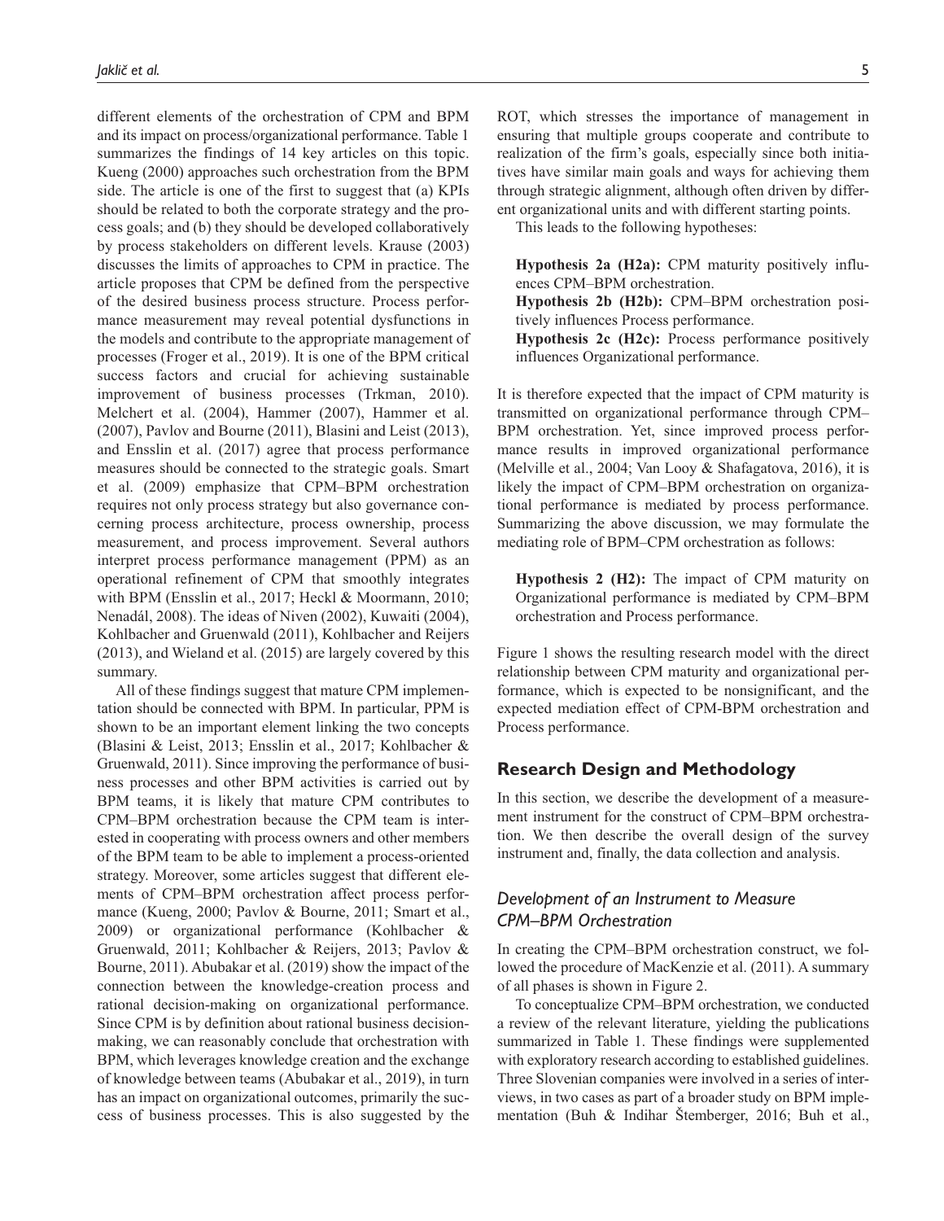different elements of the orchestration of CPM and BPM and its impact on process/organizational performance. Table 1 summarizes the findings of 14 key articles on this topic. Kueng (2000) approaches such orchestration from the BPM side. The article is one of the first to suggest that (a) KPIs should be related to both the corporate strategy and the process goals; and (b) they should be developed collaboratively by process stakeholders on different levels. Krause (2003) discusses the limits of approaches to CPM in practice. The article proposes that CPM be defined from the perspective of the desired business process structure. Process performance measurement may reveal potential dysfunctions in the models and contribute to the appropriate management of processes (Froger et al., 2019). It is one of the BPM critical success factors and crucial for achieving sustainable improvement of business processes (Trkman, 2010). Melchert et al. (2004), Hammer (2007), Hammer et al. (2007), Pavlov and Bourne (2011), Blasini and Leist (2013), and Ensslin et al. (2017) agree that process performance measures should be connected to the strategic goals. Smart et al. (2009) emphasize that CPM–BPM orchestration requires not only process strategy but also governance concerning process architecture, process ownership, process measurement, and process improvement. Several authors interpret process performance management (PPM) as an operational refinement of CPM that smoothly integrates with BPM (Ensslin et al., 2017; Heckl & Moormann, 2010; Nenadál, 2008). The ideas of Niven (2002), Kuwaiti (2004), Kohlbacher and Gruenwald (2011), Kohlbacher and Reijers (2013), and Wieland et al. (2015) are largely covered by this summary.

All of these findings suggest that mature CPM implementation should be connected with BPM. In particular, PPM is shown to be an important element linking the two concepts (Blasini & Leist, 2013; Ensslin et al., 2017; Kohlbacher & Gruenwald, 2011). Since improving the performance of business processes and other BPM activities is carried out by BPM teams, it is likely that mature CPM contributes to CPM–BPM orchestration because the CPM team is interested in cooperating with process owners and other members of the BPM team to be able to implement a process-oriented strategy. Moreover, some articles suggest that different elements of CPM–BPM orchestration affect process performance (Kueng, 2000; Pavlov & Bourne, 2011; Smart et al., 2009) or organizational performance (Kohlbacher & Gruenwald, 2011; Kohlbacher & Reijers, 2013; Pavlov & Bourne, 2011). Abubakar et al. (2019) show the impact of the connection between the knowledge-creation process and rational decision-making on organizational performance. Since CPM is by definition about rational business decision-making, we can reasonably conclude that orchestration with BPM, which leverages knowledge creation and the exchange of knowledge between teams (Abubakar et al., 2019), in turn has an impact on organizational outcomes, primarily the success of business processes. This is also suggested by the ROT, which stresses the importance of management in ensuring that multiple groups cooperate and contribute to realization of the firm's goals, especially since both initiatives have similar main goals and ways for achieving them through strategic alignment, although often driven by different organizational units and with different starting points.

This leads to the following hypotheses:

> **Hypothesis 2a (H2a):** CPM maturity positively influences CPM–BPM orchestration.
>
> **Hypothesis 2b (H2b):** CPM–BPM orchestration positively influences Process performance.
>
> **Hypothesis 2c (H2c):** Process performance positively influences Organizational performance.

It is therefore expected that the impact of CPM maturity is transmitted on organizational performance through CPM–BPM orchestration. Yet, since improved process performance results in improved organizational performance (Melville et al., 2004; Van Looy & Shafagatova, 2016), it is likely the impact of CPM–BPM orchestration on organizational performance is mediated by process performance. Summarizing the above discussion, we may formulate the mediating role of BPM–CPM orchestration as follows:

> **Hypothesis 2 (H2):** The impact of CPM maturity on Organizational performance is mediated by CPM–BPM orchestration and Process performance.

Figure 1 shows the resulting research model with the direct relationship between CPM maturity and organizational performance, which is expected to be nonsignificant, and the expected mediation effect of CPM-BPM orchestration and Process performance.

## Research Design and Methodology

In this section, we describe the development of a measurement instrument for the construct of CPM–BPM orchestration. We then describe the overall design of the survey instrument and, finally, the data collection and analysis.

### *Development of an Instrument to Measure CPM–BPM Orchestration*

In creating the CPM–BPM orchestration construct, we followed the procedure of MacKenzie et al. (2011). A summary of all phases is shown in Figure 2.

To conceptualize CPM–BPM orchestration, we conducted a review of the relevant literature, yielding the publications summarized in Table 1. These findings were supplemented with exploratory research according to established guidelines. Three Slovenian companies were involved in a series of interviews, in two cases as part of a broader study on BPM implementation (Buh & Indihar Štemberger, 2016; Buh et al.,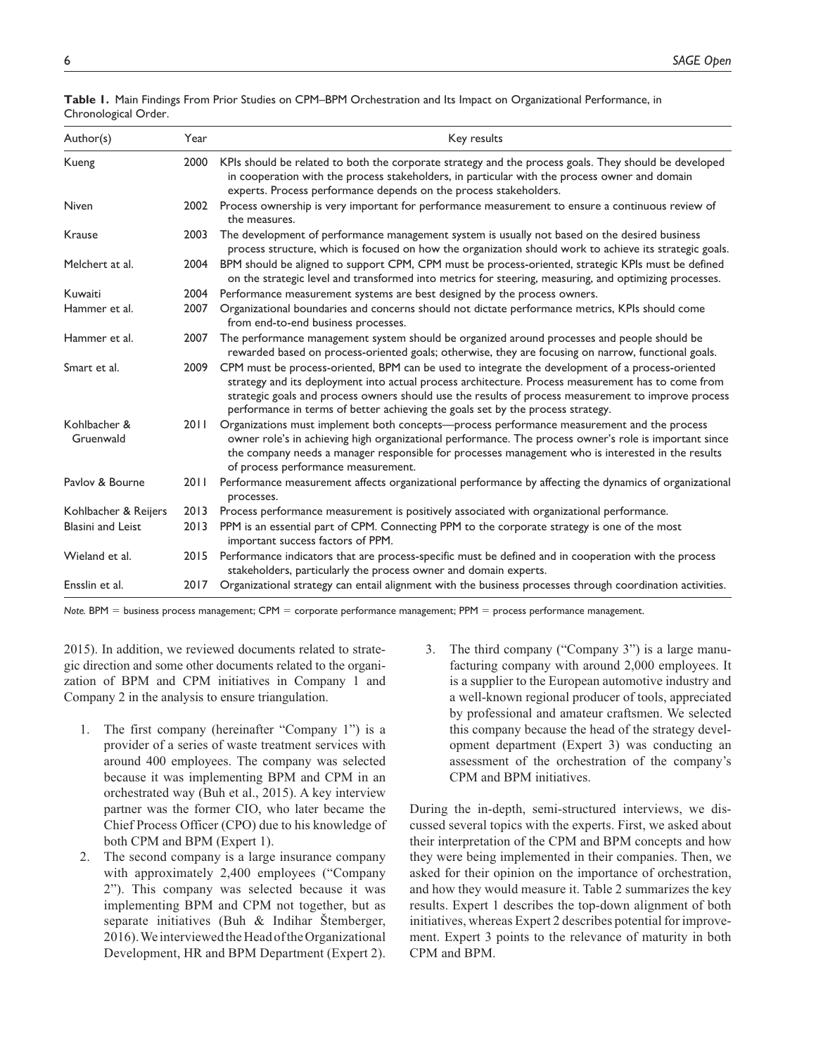**Table 1.** Main Findings From Prior Studies on CPM–BPM Orchestration and Its Impact on Organizational Performance, in Chronological Order.

| Author(s) | Year | Key results |
|---|---|---|
| Kueng | 2000 | KPIs should be related to both the corporate strategy and the process goals. They should be developed in cooperation with the process stakeholders, in particular with the process owner and domain experts. Process performance depends on the process stakeholders. |
| Niven | 2002 | Process ownership is very important for performance measurement to ensure a continuous review of the measures. |
| Krause | 2003 | The development of performance management system is usually not based on the desired business process structure, which is focused on how the organization should work to achieve its strategic goals. |
| Melchert at al. | 2004 | BPM should be aligned to support CPM, CPM must be process-oriented, strategic KPIs must be defined on the strategic level and transformed into metrics for steering, measuring, and optimizing processes. |
| Kuwaiti | 2004 | Performance measurement systems are best designed by the process owners. |
| Hammer et al. | 2007 | Organizational boundaries and concerns should not dictate performance metrics, KPIs should come from end-to-end business processes. |
| Hammer et al. | 2007 | The performance management system should be organized around processes and people should be rewarded based on process-oriented goals; otherwise, they are focusing on narrow, functional goals. |
| Smart et al. | 2009 | CPM must be process-oriented, BPM can be used to integrate the development of a process-oriented strategy and its deployment into actual process architecture. Process measurement has to come from strategic goals and process owners should use the results of process measurement to improve process performance in terms of better achieving the goals set by the process strategy. |
| Kohlbacher & Gruenwald | 2011 | Organizations must implement both concepts—process performance measurement and the process owner role's in achieving high organizational performance. The process owner's role is important since the company needs a manager responsible for processes management who is interested in the results of process performance measurement. |
| Pavlov & Bourne | 2011 | Performance measurement affects organizational performance by affecting the dynamics of organizational processes. |
| Kohlbacher & Reijers | 2013 | Process performance measurement is positively associated with organizational performance. |
| Blasini and Leist | 2013 | PPM is an essential part of CPM. Connecting PPM to the corporate strategy is one of the most important success factors of PPM. |
| Wieland et al. | 2015 | Performance indicators that are process-specific must be defined and in cooperation with the process stakeholders, particularly the process owner and domain experts. |
| Ensslin et al. | 2017 | Organizational strategy can entail alignment with the business processes through coordination activities. |

*Note.* BPM = business process management; CPM = corporate performance management; PPM = process performance management.

2015). In addition, we reviewed documents related to strategic direction and some other documents related to the organization of BPM and CPM initiatives in Company 1 and Company 2 in the analysis to ensure triangulation.

1. The first company (hereinafter "Company 1") is a provider of a series of waste treatment services with around 400 employees. The company was selected because it was implementing BPM and CPM in an orchestrated way (Buh et al., 2015). A key interview partner was the former CIO, who later became the Chief Process Officer (CPO) due to his knowledge of both CPM and BPM (Expert 1).
2. The second company is a large insurance company with approximately 2,400 employees ("Company 2"). This company was selected because it was implementing BPM and CPM not together, but as separate initiatives (Buh & Indihar Štemberger, 2016). We interviewed the Head of the Organizational Development, HR and BPM Department (Expert 2).
3. The third company ("Company 3") is a large manufacturing company with around 2,000 employees. It is a supplier to the European automotive industry and a well-known regional producer of tools, appreciated by professional and amateur craftsmen. We selected this company because the head of the strategy development department (Expert 3) was conducting an assessment of the orchestration of the company's CPM and BPM initiatives.

During the in-depth, semi-structured interviews, we discussed several topics with the experts. First, we asked about their interpretation of the CPM and BPM concepts and how they were being implemented in their companies. Then, we asked for their opinion on the importance of orchestration, and how they would measure it. Table 2 summarizes the key results. Expert 1 describes the top-down alignment of both initiatives, whereas Expert 2 describes potential for improvement. Expert 3 points to the relevance of maturity in both CPM and BPM.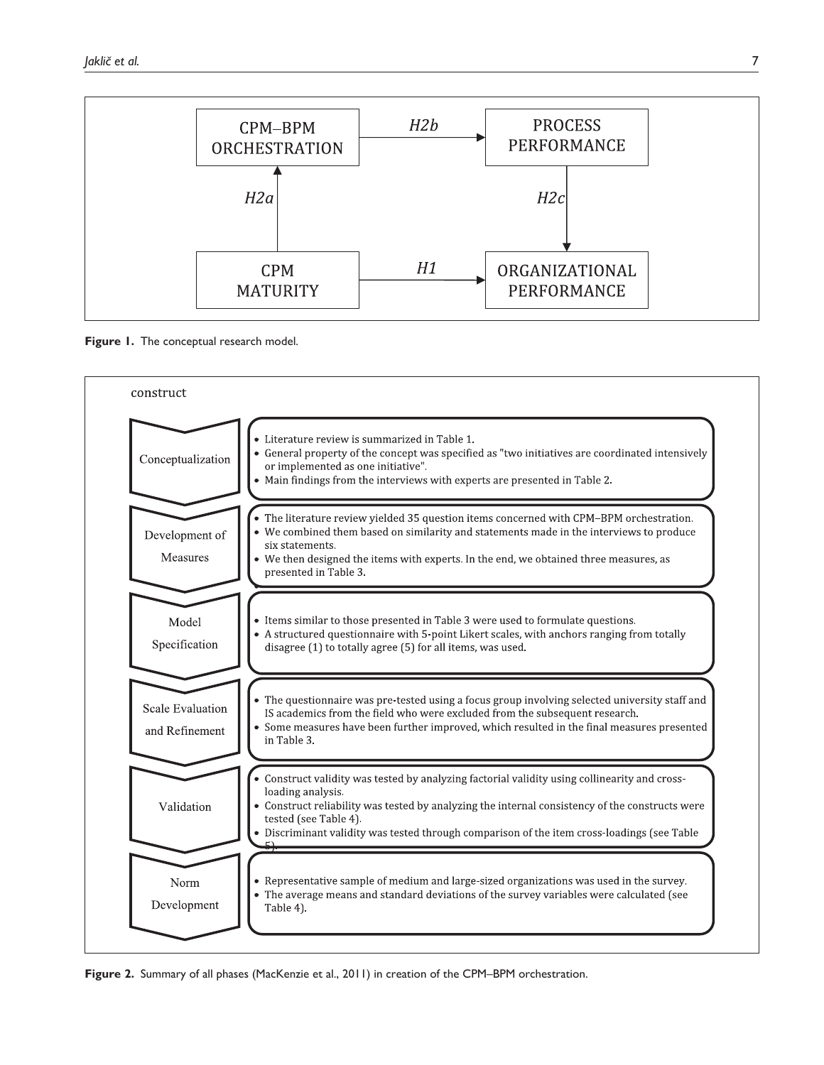CPM–BPM ORCHESTRATION → (H2b) → PROCESS PERFORMANCE

CPM MATURITY → (H2a) → CPM–BPM ORCHESTRATION

PROCESS PERFORMANCE → (H2c) → ORGANIZATIONAL PERFORMANCE

CPM MATURITY → (H1) → ORGANIZATIONAL PERFORMANCE

**Figure 1.** The conceptual research model.

construct

| Phase | Description |
| --- | --- |
| Conceptualization | • Literature review is summarized in Table 1.<br>• General property of the concept was specified as "two initiatives are coordinated intensively or implemented as one initiative".<br>• Main findings from the interviews with experts are presented in Table 2. |
| Development of Measures | • The literature review yielded 35 question items concerned with CPM–BPM orchestration.<br>• We combined them based on similarity and statements made in the interviews to produce six statements.<br>• We then designed the items with experts. In the end, we obtained three measures, as presented in Table 3. |
| Model Specification | • Items similar to those presented in Table 3 were used to formulate questions.<br>• A structured questionnaire with 5-point Likert scales, with anchors ranging from totally disagree (1) to totally agree (5) for all items, was used. |
| Scale Evaluation and Refinement | • The questionnaire was pre-tested using a focus group involving selected university staff and IS academics from the field who were excluded from the subsequent research.<br>• Some measures have been further improved, which resulted in the final measures presented in Table 3. |
| Validation | • Construct validity was tested by analyzing factorial validity using collinearity and cross-loading analysis.<br>• Construct reliability was tested by analyzing the internal consistency of the constructs were tested (see Table 4).<br>• Discriminant validity was tested through comparison of the item cross-loadings (see Table 5). |
| Norm Development | • Representative sample of medium and large-sized organizations was used in the survey.<br>• The average means and standard deviations of the survey variables were calculated (see Table 4). |

**Figure 2.** Summary of all phases (MacKenzie et al., 2011) in creation of the CPM–BPM orchestration.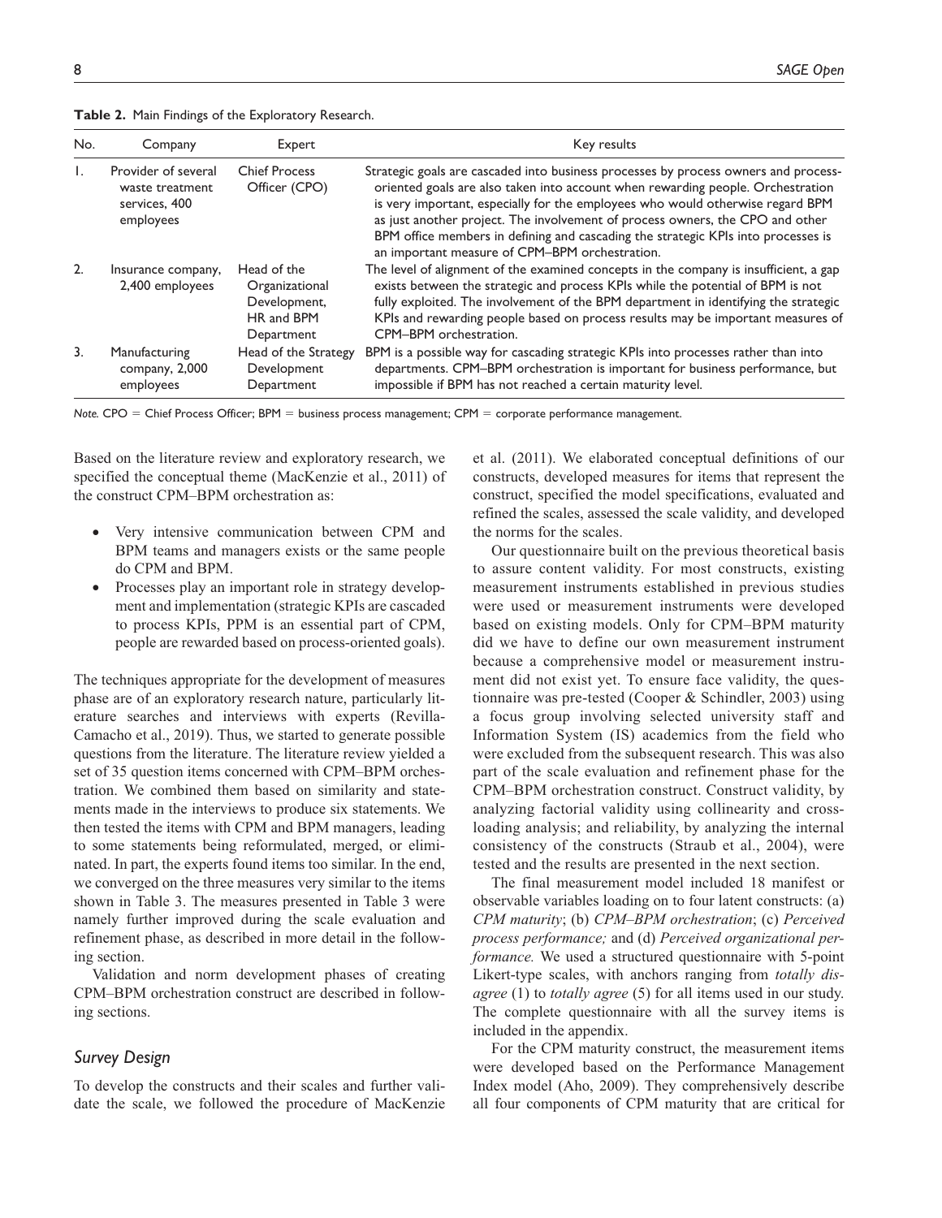**Table 2.** Main Findings of the Exploratory Research.

| No. | Company | Expert | Key results |
|---|---|---|---|
| 1. | Provider of several waste treatment services, 400 employees | Chief Process Officer (CPO) | Strategic goals are cascaded into business processes by process owners and process-oriented goals are also taken into account when rewarding people. Orchestration is very important, especially for the employees who would otherwise regard BPM as just another project. The involvement of process owners, the CPO and other BPM office members in defining and cascading the strategic KPIs into processes is an important measure of CPM–BPM orchestration. |
| 2. | Insurance company, 2,400 employees | Head of the Organizational Development, HR and BPM Department | The level of alignment of the examined concepts in the company is insufficient, a gap exists between the strategic and process KPIs while the potential of BPM is not fully exploited. The involvement of the BPM department in identifying the strategic KPIs and rewarding people based on process results may be important measures of CPM–BPM orchestration. |
| 3. | Manufacturing company, 2,000 employees | Head of the Strategy Development Department | BPM is a possible way for cascading strategic KPIs into processes rather than into departments. CPM–BPM orchestration is important for business performance, but impossible if BPM has not reached a certain maturity level. |

*Note.* CPO = Chief Process Officer; BPM = business process management; CPM = corporate performance management.

Based on the literature review and exploratory research, we specified the conceptual theme (MacKenzie et al., 2011) of the construct CPM–BPM orchestration as:

- Very intensive communication between CPM and BPM teams and managers exists or the same people do CPM and BPM.
- Processes play an important role in strategy development and implementation (strategic KPIs are cascaded to process KPIs, PPM is an essential part of CPM, people are rewarded based on process-oriented goals).

The techniques appropriate for the development of measures phase are of an exploratory research nature, particularly literature searches and interviews with experts (Revilla-Camacho et al., 2019). Thus, we started to generate possible questions from the literature. The literature review yielded a set of 35 question items concerned with CPM–BPM orchestration. We combined them based on similarity and statements made in the interviews to produce six statements. We then tested the items with CPM and BPM managers, leading to some statements being reformulated, merged, or eliminated. In part, the experts found items too similar. In the end, we converged on the three measures very similar to the items shown in Table 3. The measures presented in Table 3 were namely further improved during the scale evaluation and refinement phase, as described in more detail in the following section.

Validation and norm development phases of creating CPM–BPM orchestration construct are described in following sections.

## Survey Design

To develop the constructs and their scales and further validate the scale, we followed the procedure of MacKenzie et al. (2011). We elaborated conceptual definitions of our constructs, developed measures for items that represent the construct, specified the model specifications, evaluated and refined the scales, assessed the scale validity, and developed the norms for the scales.

Our questionnaire built on the previous theoretical basis to assure content validity. For most constructs, existing measurement instruments established in previous studies were used or measurement instruments were developed based on existing models. Only for CPM–BPM maturity did we have to define our own measurement instrument because a comprehensive model or measurement instrument did not exist yet. To ensure face validity, the questionnaire was pre-tested (Cooper & Schindler, 2003) using a focus group involving selected university staff and Information System (IS) academics from the field who were excluded from the subsequent research. This was also part of the scale evaluation and refinement phase for the CPM–BPM orchestration construct. Construct validity, by analyzing factorial validity using collinearity and cross-loading analysis; and reliability, by analyzing the internal consistency of the constructs (Straub et al., 2004), were tested and the results are presented in the next section.

The final measurement model included 18 manifest or observable variables loading on to four latent constructs: (a) *CPM maturity*; (b) *CPM–BPM orchestration*; (c) *Perceived process performance;* and (d) *Perceived organizational performance.* We used a structured questionnaire with 5-point Likert-type scales, with anchors ranging from *totally disagree* (1) to *totally agree* (5) for all items used in our study. The complete questionnaire with all the survey items is included in the appendix.

For the CPM maturity construct, the measurement items were developed based on the Performance Management Index model (Aho, 2009). They comprehensively describe all four components of CPM maturity that are critical for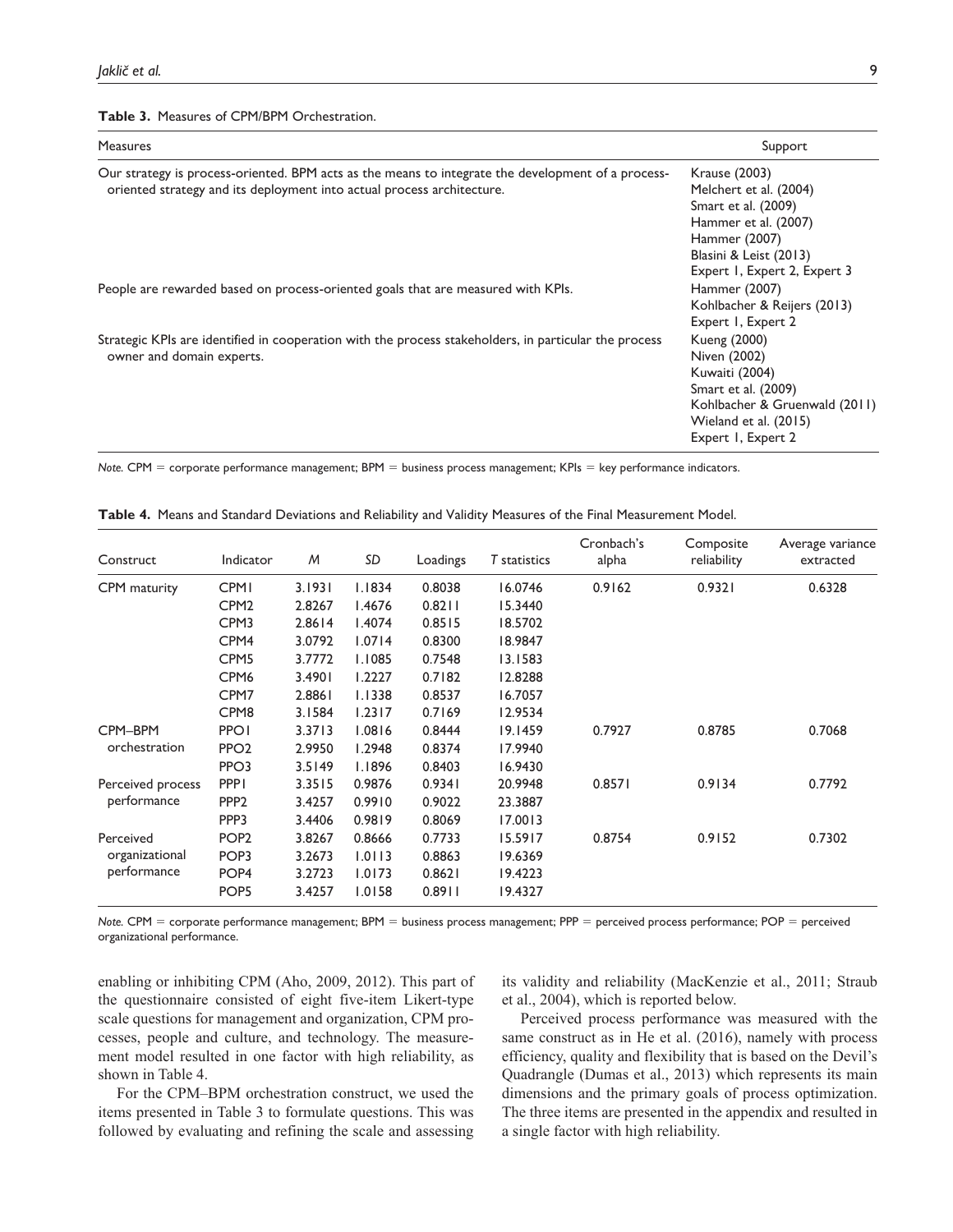**Table 3.** Measures of CPM/BPM Orchestration.

| Measures | Support |
|---|---|
| Our strategy is process-oriented. BPM acts as the means to integrate the development of a process-oriented strategy and its deployment into actual process architecture. | Krause (2003)<br>Melchert et al. (2004)<br>Smart et al. (2009)<br>Hammer et al. (2007)<br>Hammer (2007)<br>Blasini & Leist (2013)<br>Expert 1, Expert 2, Expert 3 |
| People are rewarded based on process-oriented goals that are measured with KPIs. | Hammer (2007)<br>Kohlbacher & Reijers (2013)<br>Expert 1, Expert 2 |
| Strategic KPIs are identified in cooperation with the process stakeholders, in particular the process owner and domain experts. | Kueng (2000)<br>Niven (2002)<br>Kuwaiti (2004)<br>Smart et al. (2009)<br>Kohlbacher & Gruenwald (2011)<br>Wieland et al. (2015)<br>Expert 1, Expert 2 |

*Note.* CPM = corporate performance management; BPM = business process management; KPIs = key performance indicators.

**Table 4.** Means and Standard Deviations and Reliability and Validity Measures of the Final Measurement Model.

| Construct | Indicator | *M* | *SD* | Loadings | *T* statistics | Cronbach's alpha | Composite reliability | Average variance extracted |
|---|---|---|---|---|---|---|---|---|
| CPM maturity | CPM1 | 3.1931 | 1.1834 | 0.8038 | 16.0746 | 0.9162 | 0.9321 | 0.6328 |
| | CPM2 | 2.8267 | 1.4676 | 0.8211 | 15.3440 | | | |
| | CPM3 | 2.8614 | 1.4074 | 0.8515 | 18.5702 | | | |
| | CPM4 | 3.0792 | 1.0714 | 0.8300 | 18.9847 | | | |
| | CPM5 | 3.7772 | 1.1085 | 0.7548 | 13.1583 | | | |
| | CPM6 | 3.4901 | 1.2227 | 0.7182 | 12.8288 | | | |
| | CPM7 | 2.8861 | 1.1338 | 0.8537 | 16.7057 | | | |
| | CPM8 | 3.1584 | 1.2317 | 0.7169 | 12.9534 | | | |
| CPM–BPM orchestration | PPO1 | 3.3713 | 1.0816 | 0.8444 | 19.1459 | 0.7927 | 0.8785 | 0.7068 |
| | PPO2 | 2.9950 | 1.2948 | 0.8374 | 17.9940 | | | |
| | PPO3 | 3.5149 | 1.1896 | 0.8403 | 16.9430 | | | |
| Perceived process performance | PPP1 | 3.3515 | 0.9876 | 0.9341 | 20.9948 | 0.8571 | 0.9134 | 0.7792 |
| | PPP2 | 3.4257 | 0.9910 | 0.9022 | 23.3887 | | | |
| | PPP3 | 3.4406 | 0.9819 | 0.8069 | 17.0013 | | | |
| Perceived organizational performance | POP2 | 3.8267 | 0.8666 | 0.7733 | 15.5917 | 0.8754 | 0.9152 | 0.7302 |
| | POP3 | 3.2673 | 1.0113 | 0.8863 | 19.6369 | | | |
| | POP4 | 3.2723 | 1.0173 | 0.8621 | 19.4223 | | | |
| | POP5 | 3.4257 | 1.0158 | 0.8911 | 19.4327 | | | |

*Note.* CPM = corporate performance management; BPM = business process management; PPP = perceived process performance; POP = perceived organizational performance.

enabling or inhibiting CPM (Aho, 2009, 2012). This part of the questionnaire consisted of eight five-item Likert-type scale questions for management and organization, CPM processes, people and culture, and technology. The measurement model resulted in one factor with high reliability, as shown in Table 4.

For the CPM–BPM orchestration construct, we used the items presented in Table 3 to formulate questions. This was followed by evaluating and refining the scale and assessing its validity and reliability (MacKenzie et al., 2011; Straub et al., 2004), which is reported below.

Perceived process performance was measured with the same construct as in He et al. (2016), namely with process efficiency, quality and flexibility that is based on the Devil's Quadrangle (Dumas et al., 2013) which represents its main dimensions and the primary goals of process optimization. The three items are presented in the appendix and resulted in a single factor with high reliability.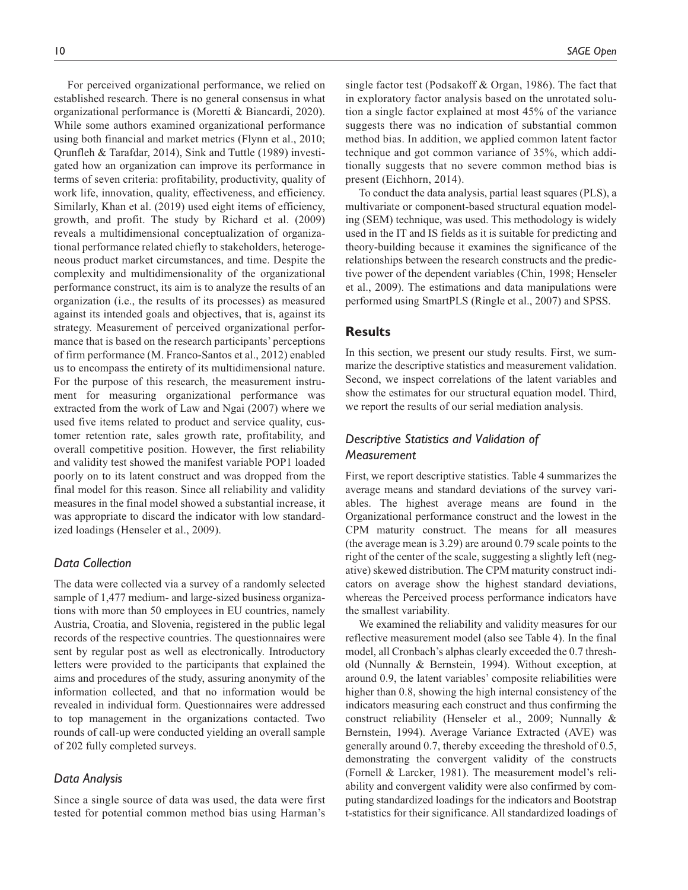For perceived organizational performance, we relied on established research. There is no general consensus in what organizational performance is (Moretti & Biancardi, 2020). While some authors examined organizational performance using both financial and market metrics (Flynn et al., 2010; Qrunfleh & Tarafdar, 2014), Sink and Tuttle (1989) investigated how an organization can improve its performance in terms of seven criteria: profitability, productivity, quality of work life, innovation, quality, effectiveness, and efficiency. Similarly, Khan et al. (2019) used eight items of efficiency, growth, and profit. The study by Richard et al. (2009) reveals a multidimensional conceptualization of organizational performance related chiefly to stakeholders, heterogeneous product market circumstances, and time. Despite the complexity and multidimensionality of the organizational performance construct, its aim is to analyze the results of an organization (i.e., the results of its processes) as measured against its intended goals and objectives, that is, against its strategy. Measurement of perceived organizational performance that is based on the research participants' perceptions of firm performance (M. Franco-Santos et al., 2012) enabled us to encompass the entirety of its multidimensional nature. For the purpose of this research, the measurement instrument for measuring organizational performance was extracted from the work of Law and Ngai (2007) where we used five items related to product and service quality, customer retention rate, sales growth rate, profitability, and overall competitive position. However, the first reliability and validity test showed the manifest variable POP1 loaded poorly on to its latent construct and was dropped from the final model for this reason. Since all reliability and validity measures in the final model showed a substantial increase, it was appropriate to discard the indicator with low standardized loadings (Henseler et al., 2009).

### Data Collection

The data were collected via a survey of a randomly selected sample of 1,477 medium- and large-sized business organizations with more than 50 employees in EU countries, namely Austria, Croatia, and Slovenia, registered in the public legal records of the respective countries. The questionnaires were sent by regular post as well as electronically. Introductory letters were provided to the participants that explained the aims and procedures of the study, assuring anonymity of the information collected, and that no information would be revealed in individual form. Questionnaires were addressed to top management in the organizations contacted. Two rounds of call-up were conducted yielding an overall sample of 202 fully completed surveys.

### Data Analysis

Since a single source of data was used, the data were first tested for potential common method bias using Harman's single factor test (Podsakoff & Organ, 1986). The fact that in exploratory factor analysis based on the unrotated solution a single factor explained at most 45% of the variance suggests there was no indication of substantial common method bias. In addition, we applied common latent factor technique and got common variance of 35%, which additionally suggests that no severe common method bias is present (Eichhorn, 2014).

To conduct the data analysis, partial least squares (PLS), a multivariate or component-based structural equation modeling (SEM) technique, was used. This methodology is widely used in the IT and IS fields as it is suitable for predicting and theory-building because it examines the significance of the relationships between the research constructs and the predictive power of the dependent variables (Chin, 1998; Henseler et al., 2009). The estimations and data manipulations were performed using SmartPLS (Ringle et al., 2007) and SPSS.

## Results

In this section, we present our study results. First, we summarize the descriptive statistics and measurement validation. Second, we inspect correlations of the latent variables and show the estimates for our structural equation model. Third, we report the results of our serial mediation analysis.

### Descriptive Statistics and Validation of Measurement

First, we report descriptive statistics. Table 4 summarizes the average means and standard deviations of the survey variables. The highest average means are found in the Organizational performance construct and the lowest in the CPM maturity construct. The means for all measures (the average mean is 3.29) are around 0.79 scale points to the right of the center of the scale, suggesting a slightly left (negative) skewed distribution. The CPM maturity construct indicators on average show the highest standard deviations, whereas the Perceived process performance indicators have the smallest variability.

We examined the reliability and validity measures for our reflective measurement model (also see Table 4). In the final model, all Cronbach's alphas clearly exceeded the 0.7 threshold (Nunnally & Bernstein, 1994). Without exception, at around 0.9, the latent variables' composite reliabilities were higher than 0.8, showing the high internal consistency of the indicators measuring each construct and thus confirming the construct reliability (Henseler et al., 2009; Nunnally & Bernstein, 1994). Average Variance Extracted (AVE) was generally around 0.7, thereby exceeding the threshold of 0.5, demonstrating the convergent validity of the constructs (Fornell & Larcker, 1981). The measurement model's reliability and convergent validity were also confirmed by computing standardized loadings for the indicators and Bootstrap t-statistics for their significance. All standardized loadings of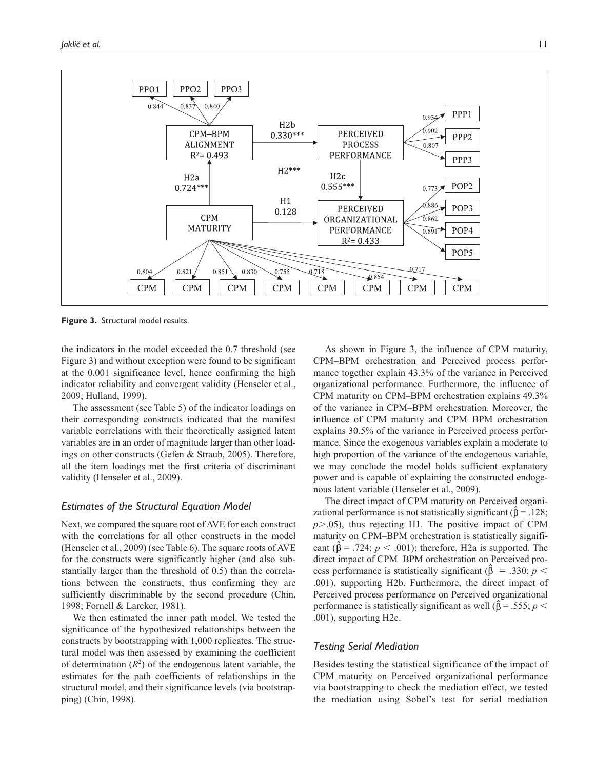**Figure 3.** Structural model results.

the indicators in the model exceeded the 0.7 threshold (see Figure 3) and without exception were found to be significant at the 0.001 significance level, hence confirming the high indicator reliability and convergent validity (Henseler et al., 2009; Hulland, 1999).

The assessment (see Table 5) of the indicator loadings on their corresponding constructs indicated that the manifest variable correlations with their theoretically assigned latent variables are in an order of magnitude larger than other loadings on other constructs (Gefen & Straub, 2005). Therefore, all the item loadings met the first criteria of discriminant validity (Henseler et al., 2009).

### *Estimates of the Structural Equation Model*

Next, we compared the square root of AVE for each construct with the correlations for all other constructs in the model (Henseler et al., 2009) (see Table 6). The square roots of AVE for the constructs were significantly higher (and also substantially larger than the threshold of 0.5) than the correlations between the constructs, thus confirming they are sufficiently discriminable by the second procedure (Chin, 1998; Fornell & Larcker, 1981).

We then estimated the inner path model. We tested the significance of the hypothesized relationships between the constructs by bootstrapping with 1,000 replicates. The structural model was then assessed by examining the coefficient of determination ($R^2$) of the endogenous latent variable, the estimates for the path coefficients of relationships in the structural model, and their significance levels (via bootstrapping) (Chin, 1998).

As shown in Figure 3, the influence of CPM maturity, CPM–BPM orchestration and Perceived process performance together explain 43.3% of the variance in Perceived organizational performance. Furthermore, the influence of CPM maturity on CPM–BPM orchestration explains 49.3% of the variance in CPM–BPM orchestration. Moreover, the influence of CPM maturity and CPM–BPM orchestration explains 30.5% of the variance in Perceived process performance. Since the exogenous variables explain a moderate to high proportion of the variance of the endogenous variable, we may conclude the model holds sufficient explanatory power and is capable of explaining the constructed endogenous latent variable (Henseler et al., 2009).

The direct impact of CPM maturity on Perceived organizational performance is not statistically significant ($\hat{\beta} = .128$; $p > .05$), thus rejecting H1. The positive impact of CPM maturity on CPM–BPM orchestration is statistically significant ($\hat{\beta} = .724$; $p < .001$); therefore, H2a is supported. The direct impact of CPM–BPM orchestration on Perceived process performance is statistically significant ($\hat{\beta} = .330$; $p < .001$), supporting H2b. Furthermore, the direct impact of Perceived process performance on Perceived organizational performance is statistically significant as well ($\hat{\beta} = .555$; $p < .001$), supporting H2c.

### *Testing Serial Mediation*

Besides testing the statistical significance of the impact of CPM maturity on Perceived organizational performance via bootstrapping to check the mediation effect, we tested the mediation using Sobel's test for serial mediation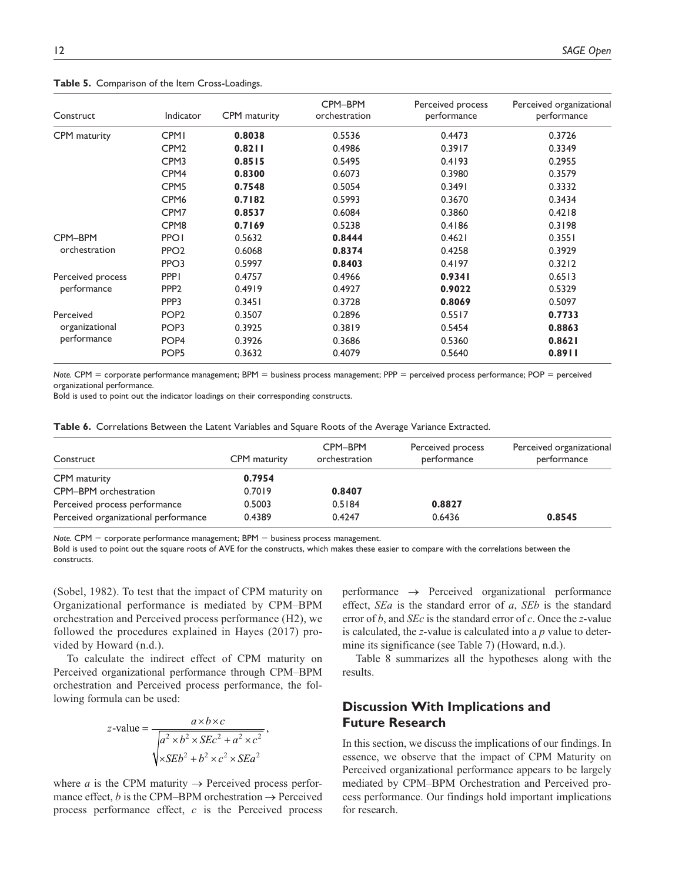**Table 5.** Comparison of the Item Cross-Loadings.

| Construct | Indicator | CPM maturity | CPM–BPM orchestration | Perceived process performance | Perceived organizational performance |
|---|---|---|---|---|---|
| CPM maturity | CPM1 | **0.8038** | 0.5536 | 0.4473 | 0.3726 |
| | CPM2 | **0.8211** | 0.4986 | 0.3917 | 0.3349 |
| | CPM3 | **0.8515** | 0.5495 | 0.4193 | 0.2955 |
| | CPM4 | **0.8300** | 0.6073 | 0.3980 | 0.3579 |
| | CPM5 | **0.7548** | 0.5054 | 0.3491 | 0.3332 |
| | CPM6 | **0.7182** | 0.5993 | 0.3670 | 0.3434 |
| | CPM7 | **0.8537** | 0.6084 | 0.3860 | 0.4218 |
| | CPM8 | **0.7169** | 0.5238 | 0.4186 | 0.3198 |
| CPM–BPM orchestration | PPO1 | 0.5632 | **0.8444** | 0.4621 | 0.3551 |
| | PPO2 | 0.6068 | **0.8374** | 0.4258 | 0.3929 |
| | PPO3 | 0.5997 | **0.8403** | 0.4197 | 0.3212 |
| Perceived process performance | PPP1 | 0.4757 | 0.4966 | **0.9341** | 0.6513 |
| | PPP2 | 0.4919 | 0.4927 | **0.9022** | 0.5329 |
| | PPP3 | 0.3451 | 0.3728 | **0.8069** | 0.5097 |
| Perceived organizational performance | POP2 | 0.3507 | 0.2896 | 0.5517 | **0.7733** |
| | POP3 | 0.3925 | 0.3819 | 0.5454 | **0.8863** |
| | POP4 | 0.3926 | 0.3686 | 0.5360 | **0.8621** |
| | POP5 | 0.3632 | 0.4079 | 0.5640 | **0.8911** |

*Note.* CPM = corporate performance management; BPM = business process management; PPP = perceived process performance; POP = perceived organizational performance.
Bold is used to point out the indicator loadings on their corresponding constructs.

**Table 6.** Correlations Between the Latent Variables and Square Roots of the Average Variance Extracted.

| Construct | CPM maturity | CPM–BPM orchestration | Perceived process performance | Perceived organizational performance |
|---|---|---|---|---|
| CPM maturity | **0.7954** | | | |
| CPM–BPM orchestration | 0.7019 | **0.8407** | | |
| Perceived process performance | 0.5003 | 0.5184 | **0.8827** | |
| Perceived organizational performance | 0.4389 | 0.4247 | 0.6436 | **0.8545** |

*Note.* CPM = corporate performance management; BPM = business process management.
Bold is used to point out the square roots of AVE for the constructs, which makes these easier to compare with the correlations between the constructs.

(Sobel, 1982). To test that the impact of CPM maturity on Organizational performance is mediated by CPM–BPM orchestration and Perceived process performance (H2), we followed the procedures explained in Hayes (2017) provided by Howard (n.d.).

To calculate the indirect effect of CPM maturity on Perceived organizational performance through CPM–BPM orchestration and Perceived process performance, the following formula can be used:

$$z\text{-value} = \frac{a \times b \times c}{\sqrt{a^2 \times b^2 \times SEc^2 + a^2 \times c^2 \times SEb^2 + b^2 \times c^2 \times SEa^2}},$$

where $a$ is the CPM maturity → Perceived process performance effect, $b$ is the CPM–BPM orchestration → Perceived process performance effect, $c$ is the Perceived process performance → Perceived organizational performance effect, $SEa$ is the standard error of $a$, $SEb$ is the standard error of $b$, and $SEc$ is the standard error of $c$. Once the $z$-value is calculated, the $z$-value is calculated into a $p$ value to determine its significance (see Table 7) (Howard, n.d.).

Table 8 summarizes all the hypotheses along with the results.

## Discussion With Implications and Future Research

In this section, we discuss the implications of our findings. In essence, we observe that the impact of CPM Maturity on Perceived organizational performance appears to be largely mediated by CPM–BPM Orchestration and Perceived process performance. Our findings hold important implications for research.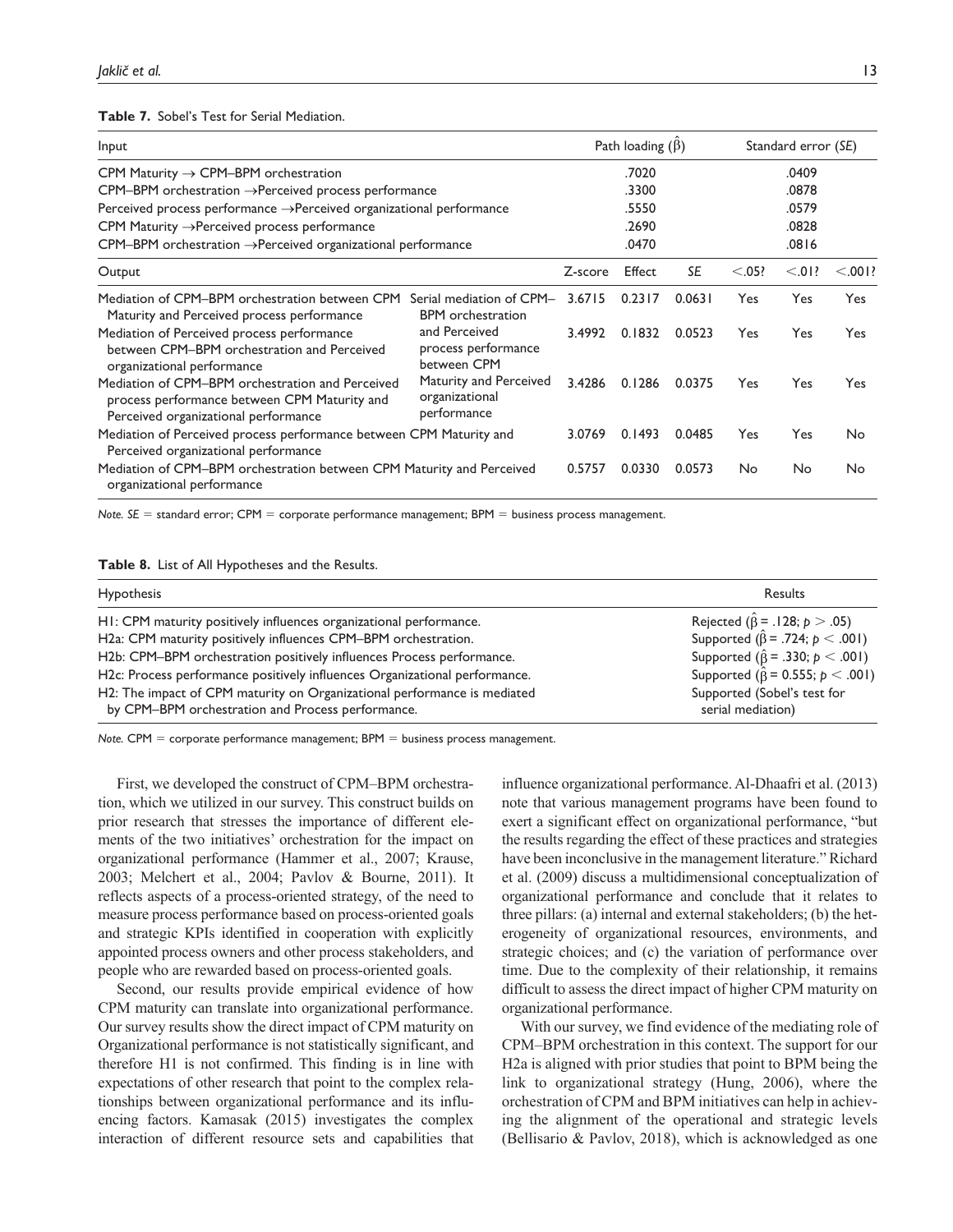**Table 7.** Sobel's Test for Serial Mediation.

| Input | | Path loading ($\hat{\beta}$) | | | Standard error (*SE*) | | |
|---|---|---|---|---|---|---|---|
| CPM Maturity → CPM–BPM orchestration | | .7020 | | | .0409 | | |
| CPM–BPM orchestration →Perceived process performance | | .3300 | | | .0878 | | |
| Perceived process performance →Perceived organizational performance | | .5550 | | | .0579 | | |
| CPM Maturity →Perceived process performance | | .2690 | | | .0828 | | |
| CPM–BPM orchestration →Perceived organizational performance | | .0470 | | | .0816 | | |
| **Output** | | **Z-score** | **Effect** | ***SE*** | **<.05?** | **<.01?** | **<.001?** |
| Mediation of CPM–BPM orchestration between CPM Maturity and Perceived process performance | Serial mediation of CPM–BPM orchestration and Perceived process performance between CPM Maturity and Perceived organizational performance | 3.6715 | 0.2317 | 0.0631 | Yes | Yes | Yes |
| Mediation of Perceived process performance between CPM–BPM orchestration and Perceived organizational performance | | 3.4992 | 0.1832 | 0.0523 | Yes | Yes | Yes |
| Mediation of CPM–BPM orchestration and Perceived process performance between CPM Maturity and Perceived organizational performance | | 3.4286 | 0.1286 | 0.0375 | Yes | Yes | Yes |
| Mediation of Perceived process performance between CPM Maturity and Perceived organizational performance | | 3.0769 | 0.1493 | 0.0485 | Yes | Yes | No |
| Mediation of CPM–BPM orchestration between CPM Maturity and Perceived organizational performance | | 0.5757 | 0.0330 | 0.0573 | No | No | No |

*Note. SE* = standard error; CPM = corporate performance management; BPM = business process management.

**Table 8.** List of All Hypotheses and the Results.

| Hypothesis | Results |
|---|---|
| H1: CPM maturity positively influences organizational performance. | Rejected ($\hat{\beta}$ = .128; $p > .05$) |
| H2a: CPM maturity positively influences CPM–BPM orchestration. | Supported ($\hat{\beta}$ = .724; $p < .001$) |
| H2b: CPM–BPM orchestration positively influences Process performance. | Supported ($\hat{\beta}$ = .330; $p < .001$) |
| H2c: Process performance positively influences Organizational performance. | Supported ($\hat{\beta}$ = 0.555; $p < .001$) |
| H2: The impact of CPM maturity on Organizational performance is mediated by CPM–BPM orchestration and Process performance. | Supported (Sobel's test for serial mediation) |

*Note.* CPM = corporate performance management; BPM = business process management.

First, we developed the construct of CPM–BPM orchestration, which we utilized in our survey. This construct builds on prior research that stresses the importance of different elements of the two initiatives' orchestration for the impact on organizational performance (Hammer et al., 2007; Krause, 2003; Melchert et al., 2004; Pavlov & Bourne, 2011). It reflects aspects of a process-oriented strategy, of the need to measure process performance based on process-oriented goals and strategic KPIs identified in cooperation with explicitly appointed process owners and other process stakeholders, and people who are rewarded based on process-oriented goals.

Second, our results provide empirical evidence of how CPM maturity can translate into organizational performance. Our survey results show the direct impact of CPM maturity on Organizational performance is not statistically significant, and therefore H1 is not confirmed. This finding is in line with expectations of other research that point to the complex relationships between organizational performance and its influencing factors. Kamasak (2015) investigates the complex interaction of different resource sets and capabilities that influence organizational performance. Al-Dhaafri et al. (2013) note that various management programs have been found to exert a significant effect on organizational performance, "but the results regarding the effect of these practices and strategies have been inconclusive in the management literature." Richard et al. (2009) discuss a multidimensional conceptualization of organizational performance and conclude that it relates to three pillars: (a) internal and external stakeholders; (b) the heterogeneity of organizational resources, environments, and strategic choices; and (c) the variation of performance over time. Due to the complexity of their relationship, it remains difficult to assess the direct impact of higher CPM maturity on organizational performance.

With our survey, we find evidence of the mediating role of CPM–BPM orchestration in this context. The support for our H2a is aligned with prior studies that point to BPM being the link to organizational strategy (Hung, 2006), where the orchestration of CPM and BPM initiatives can help in achieving the alignment of the operational and strategic levels (Bellisario & Pavlov, 2018), which is acknowledged as one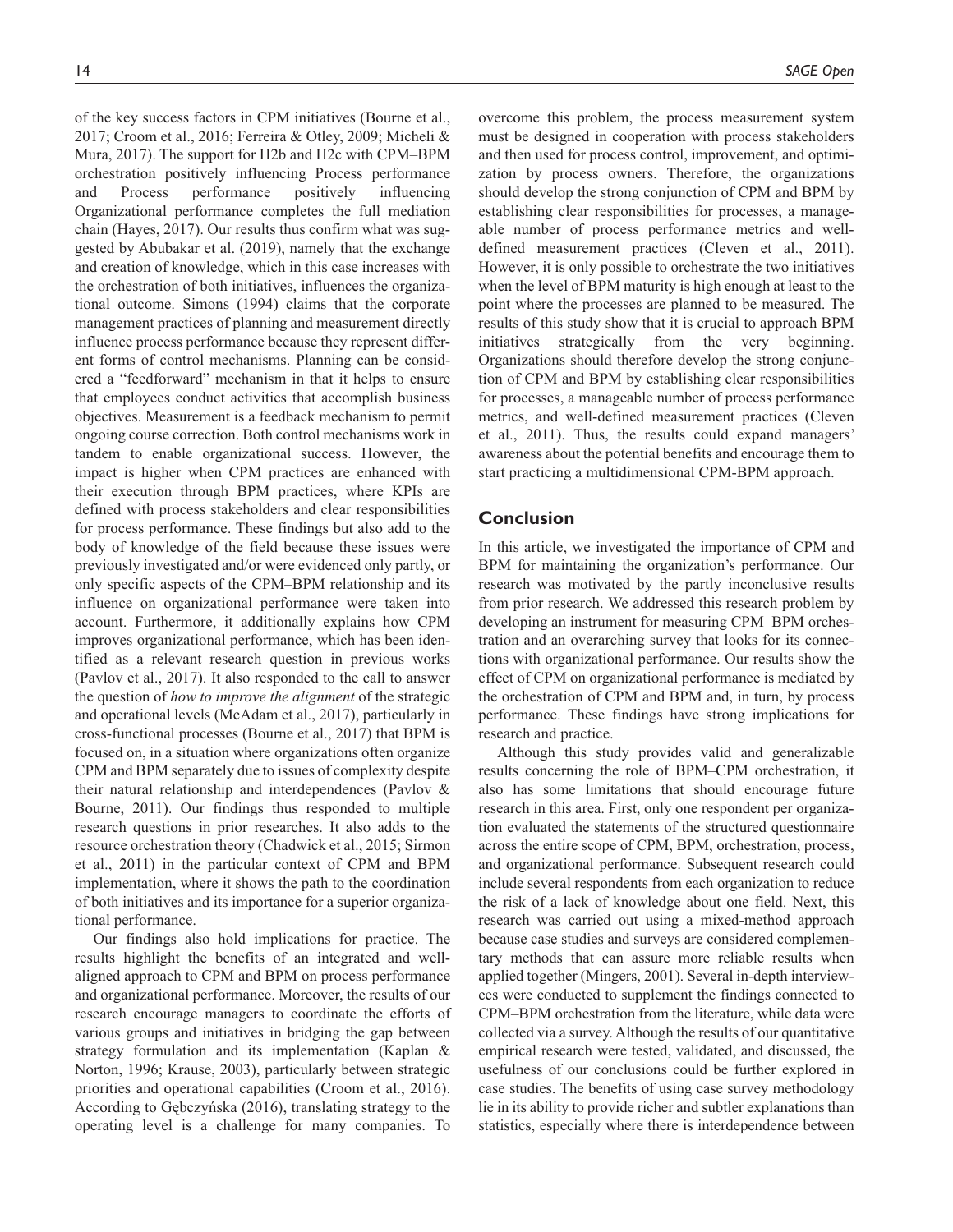of the key success factors in CPM initiatives (Bourne et al., 2017; Croom et al., 2016; Ferreira & Otley, 2009; Micheli & Mura, 2017). The support for H2b and H2c with CPM–BPM orchestration positively influencing Process performance and Process performance positively influencing Organizational performance completes the full mediation chain (Hayes, 2017). Our results thus confirm what was suggested by Abubakar et al. (2019), namely that the exchange and creation of knowledge, which in this case increases with the orchestration of both initiatives, influences the organizational outcome. Simons (1994) claims that the corporate management practices of planning and measurement directly influence process performance because they represent different forms of control mechanisms. Planning can be considered a "feedforward" mechanism in that it helps to ensure that employees conduct activities that accomplish business objectives. Measurement is a feedback mechanism to permit ongoing course correction. Both control mechanisms work in tandem to enable organizational success. However, the impact is higher when CPM practices are enhanced with their execution through BPM practices, where KPIs are defined with process stakeholders and clear responsibilities for process performance. These findings but also add to the body of knowledge of the field because these issues were previously investigated and/or were evidenced only partly, or only specific aspects of the CPM–BPM relationship and its influence on organizational performance were taken into account. Furthermore, it additionally explains how CPM improves organizational performance, which has been identified as a relevant research question in previous works (Pavlov et al., 2017). It also responded to the call to answer the question of *how to improve the alignment* of the strategic and operational levels (McAdam et al., 2017), particularly in cross-functional processes (Bourne et al., 2017) that BPM is focused on, in a situation where organizations often organize CPM and BPM separately due to issues of complexity despite their natural relationship and interdependences (Pavlov & Bourne, 2011). Our findings thus responded to multiple research questions in prior researches. It also adds to the resource orchestration theory (Chadwick et al., 2015; Sirmon et al., 2011) in the particular context of CPM and BPM implementation, where it shows the path to the coordination of both initiatives and its importance for a superior organizational performance.

Our findings also hold implications for practice. The results highlight the benefits of an integrated and well-aligned approach to CPM and BPM on process performance and organizational performance. Moreover, the results of our research encourage managers to coordinate the efforts of various groups and initiatives in bridging the gap between strategy formulation and its implementation (Kaplan & Norton, 1996; Krause, 2003), particularly between strategic priorities and operational capabilities (Croom et al., 2016). According to Gębczyńska (2016), translating strategy to the operating level is a challenge for many companies. To overcome this problem, the process measurement system must be designed in cooperation with process stakeholders and then used for process control, improvement, and optimization by process owners. Therefore, the organizations should develop the strong conjunction of CPM and BPM by establishing clear responsibilities for processes, a manageable number of process performance metrics and well-defined measurement practices (Cleven et al., 2011). However, it is only possible to orchestrate the two initiatives when the level of BPM maturity is high enough at least to the point where the processes are planned to be measured. The results of this study show that it is crucial to approach BPM initiatives strategically from the very beginning. Organizations should therefore develop the strong conjunction of CPM and BPM by establishing clear responsibilities for processes, a manageable number of process performance metrics, and well-defined measurement practices (Cleven et al., 2011). Thus, the results could expand managers' awareness about the potential benefits and encourage them to start practicing a multidimensional CPM-BPM approach.

## Conclusion

In this article, we investigated the importance of CPM and BPM for maintaining the organization's performance. Our research was motivated by the partly inconclusive results from prior research. We addressed this research problem by developing an instrument for measuring CPM–BPM orchestration and an overarching survey that looks for its connections with organizational performance. Our results show the effect of CPM on organizational performance is mediated by the orchestration of CPM and BPM and, in turn, by process performance. These findings have strong implications for research and practice.

Although this study provides valid and generalizable results concerning the role of BPM–CPM orchestration, it also has some limitations that should encourage future research in this area. First, only one respondent per organization evaluated the statements of the structured questionnaire across the entire scope of CPM, BPM, orchestration, process, and organizational performance. Subsequent research could include several respondents from each organization to reduce the risk of a lack of knowledge about one field. Next, this research was carried out using a mixed-method approach because case studies and surveys are considered complementary methods that can assure more reliable results when applied together (Mingers, 2001). Several in-depth interviewees were conducted to supplement the findings connected to CPM–BPM orchestration from the literature, while data were collected via a survey. Although the results of our quantitative empirical research were tested, validated, and discussed, the usefulness of our conclusions could be further explored in case studies. The benefits of using case survey methodology lie in its ability to provide richer and subtler explanations than statistics, especially where there is interdependence between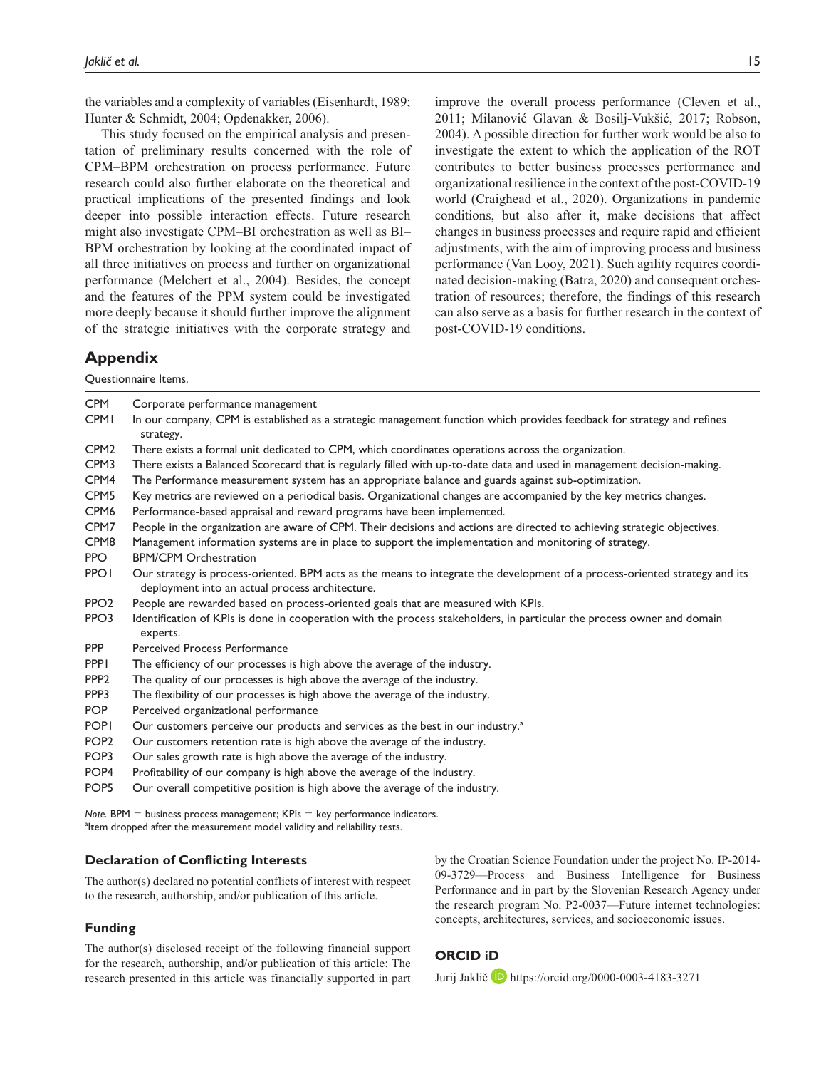the variables and a complexity of variables (Eisenhardt, 1989; Hunter & Schmidt, 2004; Opdenakker, 2006).

This study focused on the empirical analysis and presentation of preliminary results concerned with the role of CPM–BPM orchestration on process performance. Future research could also further elaborate on the theoretical and practical implications of the presented findings and look deeper into possible interaction effects. Future research might also investigate CPM–BI orchestration as well as BI–BPM orchestration by looking at the coordinated impact of all three initiatives on process and further on organizational performance (Melchert et al., 2004). Besides, the concept and the features of the PPM system could be investigated more deeply because it should further improve the alignment of the strategic initiatives with the corporate strategy and improve the overall process performance (Cleven et al., 2011; Milanović Glavan & Bosilj-Vukšić, 2017; Robson, 2004). A possible direction for further work would be also to investigate the extent to which the application of the ROT contributes to better business processes performance and organizational resilience in the context of the post-COVID-19 world (Craighead et al., 2020). Organizations in pandemic conditions, but also after it, make decisions that affect changes in business processes and require rapid and efficient adjustments, with the aim of improving process and business performance (Van Looy, 2021). Such agility requires coordinated decision-making (Batra, 2020) and consequent orchestration of resources; therefore, the findings of this research can also serve as a basis for further research in the context of post-COVID-19 conditions.

## Appendix

Questionnaire Items.

| | |
|---|---|
| CPM | Corporate performance management |
| CPM1 | In our company, CPM is established as a strategic management function which provides feedback for strategy and refines strategy. |
| CPM2 | There exists a formal unit dedicated to CPM, which coordinates operations across the organization. |
| CPM3 | There exists a Balanced Scorecard that is regularly filled with up-to-date data and used in management decision-making. |
| CPM4 | The Performance measurement system has an appropriate balance and guards against sub-optimization. |
| CPM5 | Key metrics are reviewed on a periodical basis. Organizational changes are accompanied by the key metrics changes. |
| CPM6 | Performance-based appraisal and reward programs have been implemented. |
| CPM7 | People in the organization are aware of CPM. Their decisions and actions are directed to achieving strategic objectives. |
| CPM8 | Management information systems are in place to support the implementation and monitoring of strategy. |
| PPO | BPM/CPM Orchestration |
| PPO1 | Our strategy is process-oriented. BPM acts as the means to integrate the development of a process-oriented strategy and its deployment into an actual process architecture. |
| PPO2 | People are rewarded based on process-oriented goals that are measured with KPIs. |
| PPO3 | Identification of KPIs is done in cooperation with the process stakeholders, in particular the process owner and domain experts. |
| PPP | Perceived Process Performance |
| PPP1 | The efficiency of our processes is high above the average of the industry. |
| PPP2 | The quality of our processes is high above the average of the industry. |
| PPP3 | The flexibility of our processes is high above the average of the industry. |
| POP | Perceived organizational performance |
| POP1 | Our customers perceive our products and services as the best in our industry.[a] |
| POP2 | Our customers retention rate is high above the average of the industry. |
| POP3 | Our sales growth rate is high above the average of the industry. |
| POP4 | Profitability of our company is high above the average of the industry. |
| POP5 | Our overall competitive position is high above the average of the industry. |

*Note.* BPM = business process management; KPIs = key performance indicators.
[a]Item dropped after the measurement model validity and reliability tests.

### Declaration of Conflicting Interests

The author(s) declared no potential conflicts of interest with respect to the research, authorship, and/or publication of this article.

### Funding

The author(s) disclosed receipt of the following financial support for the research, authorship, and/or publication of this article: The research presented in this article was financially supported in part by the Croatian Science Foundation under the project No. IP-2014-09-3729—Process and Business Intelligence for Business Performance and in part by the Slovenian Research Agency under the research program No. P2-0037—Future internet technologies: concepts, architectures, services, and socioeconomic issues.

### ORCID iD

Jurij Jaklič https://orcid.org/0000-0003-4183-3271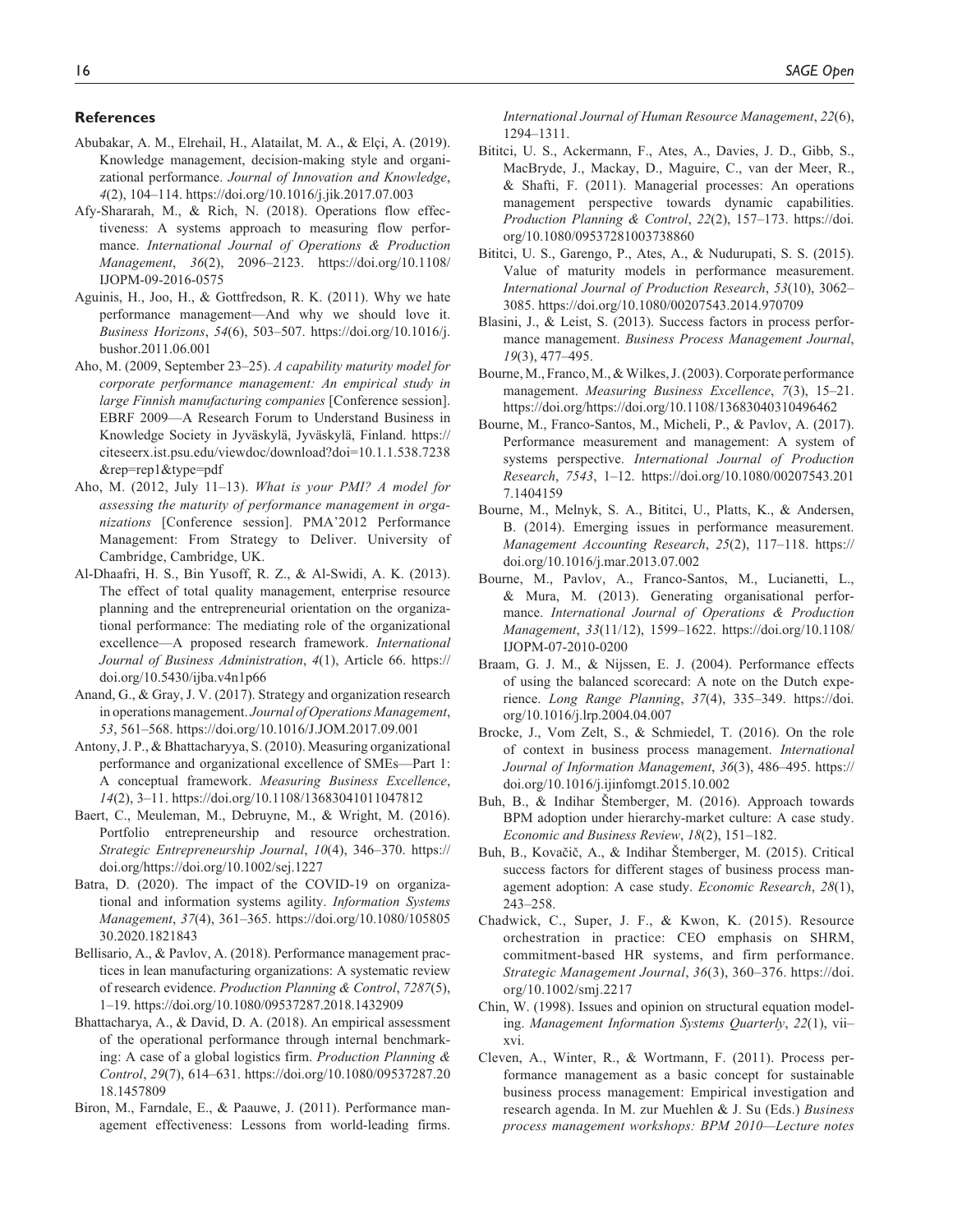## References

Abubakar, A. M., Elrehail, H., Alatailat, M. A., & Elçi, A. (2019). Knowledge management, decision-making style and organizational performance. *Journal of Innovation and Knowledge*, *4*(2), 104–114. https://doi.org/10.1016/j.jik.2017.07.003

Afy-Shararah, M., & Rich, N. (2018). Operations flow effectiveness: A systems approach to measuring flow performance. *International Journal of Operations & Production Management*, *36*(2), 2096–2123. https://doi.org/10.1108/IJOPM-09-2016-0575

Aguinis, H., Joo, H., & Gottfredson, R. K. (2011). Why we hate performance management—And why we should love it. *Business Horizons*, *54*(6), 503–507. https://doi.org/10.1016/j.bushor.2011.06.001

Aho, M. (2009, September 23–25). *A capability maturity model for corporate performance management: An empirical study in large Finnish manufacturing companies* [Conference session]. EBRF 2009—A Research Forum to Understand Business in Knowledge Society in Jyväskylä, Jyväskylä, Finland. https://citeseerx.ist.psu.edu/viewdoc/download?doi=10.1.1.538.7238&rep=rep1&type=pdf

Aho, M. (2012, July 11–13). *What is your PMI? A model for assessing the maturity of performance management in organizations* [Conference session]. PMA'2012 Performance Management: From Strategy to Deliver. University of Cambridge, Cambridge, UK.

Al-Dhaafri, H. S., Bin Yusoff, R. Z., & Al-Swidi, A. K. (2013). The effect of total quality management, enterprise resource planning and the entrepreneurial orientation on the organizational performance: The mediating role of the organizational excellence—A proposed research framework. *International Journal of Business Administration*, *4*(1), Article 66. https://doi.org/10.5430/ijba.v4n1p66

Anand, G., & Gray, J. V. (2017). Strategy and organization research in operations management. *Journal of Operations Management*, *53*, 561–568. https://doi.org/10.1016/J.JOM.2017.09.001

Antony, J. P., & Bhattacharyya, S. (2010). Measuring organizational performance and organizational excellence of SMEs—Part 1: A conceptual framework. *Measuring Business Excellence*, *14*(2), 3–11. https://doi.org/10.1108/13683041011047812

Baert, C., Meuleman, M., Debruyne, M., & Wright, M. (2016). Portfolio entrepreneurship and resource orchestration. *Strategic Entrepreneurship Journal*, *10*(4), 346–370. https://doi.org/https://doi.org/10.1002/sej.1227

Batra, D. (2020). The impact of the COVID-19 on organizational and information systems agility. *Information Systems Management*, *37*(4), 361–365. https://doi.org/10.1080/10580530.2020.1821843

Bellisario, A., & Pavlov, A. (2018). Performance management practices in lean manufacturing organizations: A systematic review of research evidence. *Production Planning & Control*, *7287*(5), 1–19. https://doi.org/10.1080/09537287.2018.1432909

Bhattacharya, A., & David, D. A. (2018). An empirical assessment of the operational performance through internal benchmarking: A case of a global logistics firm. *Production Planning & Control*, *29*(7), 614–631. https://doi.org/10.1080/09537287.2018.1457809

Biron, M., Farndale, E., & Paauwe, J. (2011). Performance management effectiveness: Lessons from world-leading firms. *International Journal of Human Resource Management*, *22*(6), 1294–1311.

Bititci, U. S., Ackermann, F., Ates, A., Davies, J. D., Gibb, S., MacBryde, J., Mackay, D., Maguire, C., van der Meer, R., & Shafti, F. (2011). Managerial processes: An operations management perspective towards dynamic capabilities. *Production Planning & Control*, *22*(2), 157–173. https://doi.org/10.1080/09537281003738860

Bititci, U. S., Garengo, P., Ates, A., & Nudurupati, S. S. (2015). Value of maturity models in performance measurement. *International Journal of Production Research*, *53*(10), 3062–3085. https://doi.org/10.1080/00207543.2014.970709

Blasini, J., & Leist, S. (2013). Success factors in process performance management. *Business Process Management Journal*, *19*(3), 477–495.

Bourne, M., Franco, M., & Wilkes, J. (2003). Corporate performance management. *Measuring Business Excellence*, *7*(3), 15–21. https://doi.org/https://doi.org/10.1108/13683040310496462

Bourne, M., Franco-Santos, M., Micheli, P., & Pavlov, A. (2017). Performance measurement and management: A system of systems perspective. *International Journal of Production Research*, *7543*, 1–12. https://doi.org/10.1080/00207543.2017.1404159

Bourne, M., Melnyk, S. A., Bititci, U., Platts, K., & Andersen, B. (2014). Emerging issues in performance measurement. *Management Accounting Research*, *25*(2), 117–118. https://doi.org/10.1016/j.mar.2013.07.002

Bourne, M., Pavlov, A., Franco-Santos, M., Lucianetti, L., & Mura, M. (2013). Generating organisational performance. *International Journal of Operations & Production Management*, *33*(11/12), 1599–1622. https://doi.org/10.1108/IJOPM-07-2010-0200

Braam, G. J. M., & Nijssen, E. J. (2004). Performance effects of using the balanced scorecard: A note on the Dutch experience. *Long Range Planning*, *37*(4), 335–349. https://doi.org/10.1016/j.lrp.2004.04.007

Brocke, J., Vom Zelt, S., & Schmiedel, T. (2016). On the role of context in business process management. *International Journal of Information Management*, *36*(3), 486–495. https://doi.org/10.1016/j.ijinfomgt.2015.10.002

Buh, B., & Indihar Štemberger, M. (2016). Approach towards BPM adoption under hierarchy-market culture: A case study. *Economic and Business Review*, *18*(2), 151–182.

Buh, B., Kovačič, A., & Indihar Štemberger, M. (2015). Critical success factors for different stages of business process management adoption: A case study. *Economic Research*, *28*(1), 243–258.

Chadwick, C., Super, J. F., & Kwon, K. (2015). Resource orchestration in practice: CEO emphasis on SHRM, commitment-based HR systems, and firm performance. *Strategic Management Journal*, *36*(3), 360–376. https://doi.org/10.1002/smj.2217

Chin, W. (1998). Issues and opinion on structural equation modeling. *Management Information Systems Quarterly*, *22*(1), vii–xvi.

Cleven, A., Winter, R., & Wortmann, F. (2011). Process performance management as a basic concept for sustainable business process management: Empirical investigation and research agenda. In M. zur Muehlen & J. Su (Eds.) *Business process management workshops: BPM 2010—Lecture notes*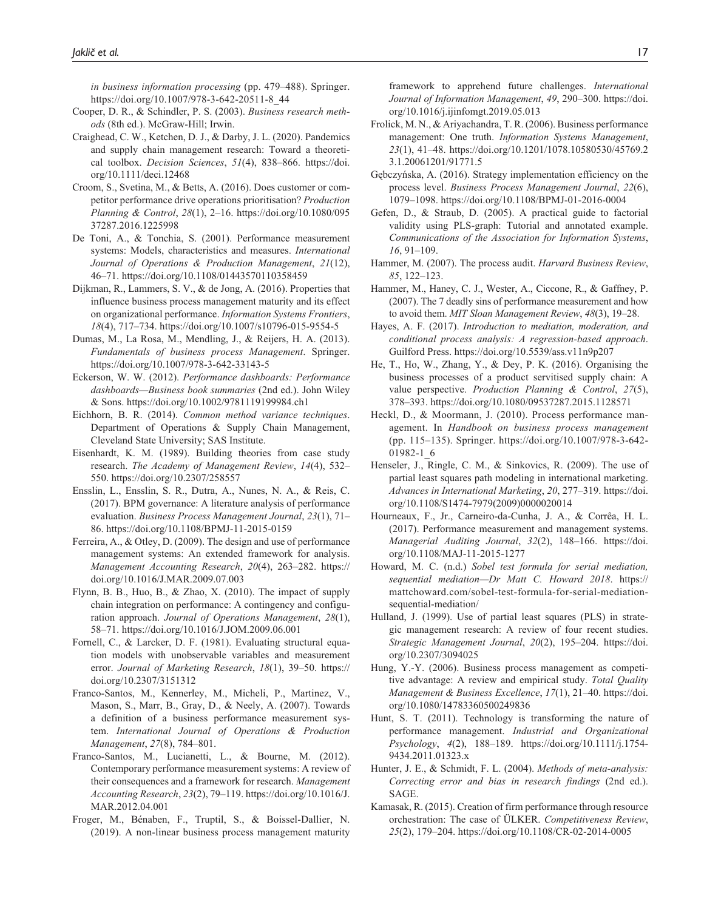*in business information processing* (pp. 479–488). Springer. https://doi.org/10.1007/978-3-642-20511-8_44

Cooper, D. R., & Schindler, P. S. (2003). *Business research methods* (8th ed.). McGraw-Hill; Irwin.

Craighead, C. W., Ketchen, D. J., & Darby, J. L. (2020). Pandemics and supply chain management research: Toward a theoretical toolbox. *Decision Sciences*, *51*(4), 838–866. https://doi.org/10.1111/deci.12468

Croom, S., Svetina, M., & Betts, A. (2016). Does customer or competitor performance drive operations prioritisation? *Production Planning & Control*, *28*(1), 2–16. https://doi.org/10.1080/09537287.2016.1225998

De Toni, A., & Tonchia, S. (2001). Performance measurement systems: Models, characteristics and measures. *International Journal of Operations & Production Management*, *21*(12), 46–71. https://doi.org/10.1108/01443570110358459

Dijkman, R., Lammers, S. V., & de Jong, A. (2016). Properties that influence business process management maturity and its effect on organizational performance. *Information Systems Frontiers*, *18*(4), 717–734. https://doi.org/10.1007/s10796-015-9554-5

Dumas, M., La Rosa, M., Mendling, J., & Reijers, H. A. (2013). *Fundamentals of business process Management*. Springer. https://doi.org/10.1007/978-3-642-33143-5

Eckerson, W. W. (2012). *Performance dashboards: Performance dashboards—Business book summaries* (2nd ed.). John Wiley & Sons. https://doi.org/10.1002/9781119199984.ch1

Eichhorn, B. R. (2014). *Common method variance techniques*. Department of Operations & Supply Chain Management, Cleveland State University; SAS Institute.

Eisenhardt, K. M. (1989). Building theories from case study research. *The Academy of Management Review*, *14*(4), 532–550. https://doi.org/10.2307/258557

Ensslin, L., Ensslin, S. R., Dutra, A., Nunes, N. A., & Reis, C. (2017). BPM governance: A literature analysis of performance evaluation. *Business Process Management Journal*, *23*(1), 71–86. https://doi.org/10.1108/BPMJ-11-2015-0159

Ferreira, A., & Otley, D. (2009). The design and use of performance management systems: An extended framework for analysis. *Management Accounting Research*, *20*(4), 263–282. https://doi.org/10.1016/J.MAR.2009.07.003

Flynn, B. B., Huo, B., & Zhao, X. (2010). The impact of supply chain integration on performance: A contingency and configuration approach. *Journal of Operations Management*, *28*(1), 58–71. https://doi.org/10.1016/J.JOM.2009.06.001

Fornell, C., & Larcker, D. F. (1981). Evaluating structural equation models with unobservable variables and measurement error. *Journal of Marketing Research*, *18*(1), 39–50. https://doi.org/10.2307/3151312

Franco-Santos, M., Kennerley, M., Micheli, P., Martinez, V., Mason, S., Marr, B., Gray, D., & Neely, A. (2007). Towards a definition of a business performance measurement system. *International Journal of Operations & Production Management*, *27*(8), 784–801.

Franco-Santos, M., Lucianetti, L., & Bourne, M. (2012). Contemporary performance measurement systems: A review of their consequences and a framework for research. *Management Accounting Research*, *23*(2), 79–119. https://doi.org/10.1016/J.MAR.2012.04.001

Froger, M., Bénaben, F., Truptil, S., & Boissel-Dallier, N. (2019). A non-linear business process management maturity framework to apprehend future challenges. *International Journal of Information Management*, *49*, 290–300. https://doi.org/10.1016/j.ijinfomgt.2019.05.013

Frolick, M. N., & Ariyachandra, T. R. (2006). Business performance management: One truth. *Information Systems Management*, *23*(1), 41–48. https://doi.org/10.1201/1078.10580530/45769.23.1.20061201/91771.5

Gębczyńska, A. (2016). Strategy implementation efficiency on the process level. *Business Process Management Journal*, *22*(6), 1079–1098. https://doi.org/10.1108/BPMJ-01-2016-0004

Gefen, D., & Straub, D. (2005). A practical guide to factorial validity using PLS-graph: Tutorial and annotated example. *Communications of the Association for Information Systems*, *16*, 91–109.

Hammer, M. (2007). The process audit. *Harvard Business Review*, *85*, 122–123.

Hammer, M., Haney, C. J., Wester, A., Ciccone, R., & Gaffney, P. (2007). The 7 deadly sins of performance measurement and how to avoid them. *MIT Sloan Management Review*, *48*(3), 19–28.

Hayes, A. F. (2017). *Introduction to mediation, moderation, and conditional process analysis: A regression-based approach*. Guilford Press. https://doi.org/10.5539/ass.v11n9p207

He, T., Ho, W., Zhang, Y., & Dey, P. K. (2016). Organising the business processes of a product servitised supply chain: A value perspective. *Production Planning & Control*, *27*(5), 378–393. https://doi.org/10.1080/09537287.2015.1128571

Heckl, D., & Moormann, J. (2010). Process performance management. In *Handbook on business process management* (pp. 115–135). Springer. https://doi.org/10.1007/978-3-642-01982-1_6

Henseler, J., Ringle, C. M., & Sinkovics, R. (2009). The use of partial least squares path modeling in international marketing. *Advances in International Marketing*, *20*, 277–319. https://doi.org/10.1108/S1474-7979(2009)0000020014

Hourneaux, F., Jr., Carneiro-da-Cunha, J. A., & Corrêa, H. L. (2017). Performance measurement and management systems. *Managerial Auditing Journal*, *32*(2), 148–166. https://doi.org/10.1108/MAJ-11-2015-1277

Howard, M. C. (n.d.) *Sobel test formula for serial mediation, sequential mediation—Dr Matt C. Howard 2018*. https://mattchoward.com/sobel-test-formula-for-serial-mediation-sequential-mediation/

Hulland, J. (1999). Use of partial least squares (PLS) in strategic management research: A review of four recent studies. *Strategic Management Journal*, *20*(2), 195–204. https://doi.org/10.2307/3094025

Hung, Y.-Y. (2006). Business process management as competitive advantage: A review and empirical study. *Total Quality Management & Business Excellence*, *17*(1), 21–40. https://doi.org/10.1080/14783360500249836

Hunt, S. T. (2011). Technology is transforming the nature of performance management. *Industrial and Organizational Psychology*, *4*(2), 188–189. https://doi.org/10.1111/j.1754-9434.2011.01323.x

Hunter, J. E., & Schmidt, F. L. (2004). *Methods of meta-analysis: Correcting error and bias in research findings* (2nd ed.). SAGE.

Kamasak, R. (2015). Creation of firm performance through resource orchestration: The case of ÜLKER. *Competitiveness Review*, *25*(2), 179–204. https://doi.org/10.1108/CR-02-2014-0005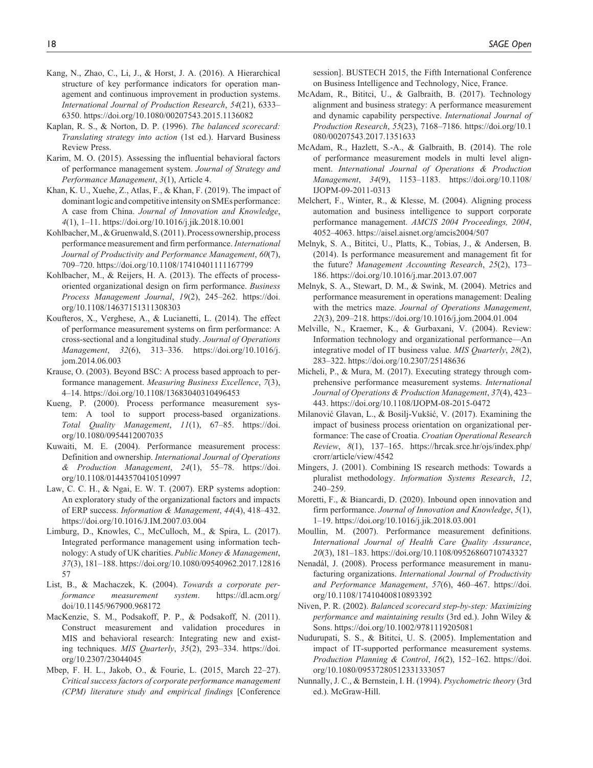Kang, N., Zhao, C., Li, J., & Horst, J. A. (2016). A Hierarchical structure of key performance indicators for operation management and continuous improvement in production systems. *International Journal of Production Research*, *54*(21), 6333–6350. https://doi.org/10.1080/00207543.2015.1136082

Kaplan, R. S., & Norton, D. P. (1996). *The balanced scorecard: Translating strategy into action* (1st ed.). Harvard Business Review Press.

Karim, M. O. (2015). Assessing the influential behavioral factors of performance management system. *Journal of Strategy and Performance Management*, *3*(1), Article 4.

Khan, K. U., Xuehe, Z., Atlas, F., & Khan, F. (2019). The impact of dominant logic and competitive intensity on SMEs performance: A case from China. *Journal of Innovation and Knowledge*, *4*(1), 1–11. https://doi.org/10.1016/j.jik.2018.10.001

Kohlbacher, M., & Gruenwald, S. (2011). Process ownership, process performance measurement and firm performance. *International Journal of Productivity and Performance Management*, *60*(7), 709–720. https://doi.org/10.1108/17410401111167799

Kohlbacher, M., & Reijers, H. A. (2013). The effects of process-oriented organizational design on firm performance. *Business Process Management Journal*, *19*(2), 245–262. https://doi.org/10.1108/14637151311308303

Koufteros, X., Verghese, A., & Lucianetti, L. (2014). The effect of performance measurement systems on firm performance: A cross-sectional and a longitudinal study. *Journal of Operations Management*, *32*(6), 313–336. https://doi.org/10.1016/j.jom.2014.06.003

Krause, O. (2003). Beyond BSC: A process based approach to performance management. *Measuring Business Excellence*, *7*(3), 4–14. https://doi.org/10.1108/13683040310496453

Kueng, P. (2000). Process performance measurement system: A tool to support process-based organizations. *Total Quality Management*, *11*(1), 67–85. https://doi.org/10.1080/0954412007035

Kuwaiti, M. E. (2004). Performance measurement process: Definition and ownership. *International Journal of Operations & Production Management*, *24*(1), 55–78. https://doi.org/10.1108/01443570410510997

Law, C. C. H., & Ngai, E. W. T. (2007). ERP systems adoption: An exploratory study of the organizational factors and impacts of ERP success. *Information & Management*, *44*(4), 418–432. https://doi.org/10.1016/J.IM.2007.03.004

Limburg, D., Knowles, C., McCulloch, M., & Spira, L. (2017). Integrated performance management using information technology: A study of UK charities. *Public Money & Management*, *37*(3), 181–188. https://doi.org/10.1080/09540962.2017.1281657

List, B., & Machaczek, K. (2004). *Towards a corporate performance measurement system*. https://dl.acm.org/doi/10.1145/967900.968172

MacKenzie, S. M., Podsakoff, P. P., & Podsakoff, N. (2011). Construct measurement and validation procedures in MIS and behavioral research: Integrating new and existing techniques. *MIS Quarterly*, *35*(2), 293–334. https://doi.org/10.2307/23044045

Mbep, F. H. L., Jakob, O., & Fourie, L. (2015, March 22–27). *Critical success factors of corporate performance management (CPM) literature study and empirical findings* [Conference session]. BUSTECH 2015, the Fifth International Conference on Business Intelligence and Technology, Nice, France.

McAdam, R., Bititci, U., & Galbraith, B. (2017). Technology alignment and business strategy: A performance measurement and dynamic capability perspective. *International Journal of Production Research*, *55*(23), 7168–7186. https://doi.org/10.1080/00207543.2017.1351633

McAdam, R., Hazlett, S.-A., & Galbraith, B. (2014). The role of performance measurement models in multi level alignment. *International Journal of Operations & Production Management*, *34*(9), 1153–1183. https://doi.org/10.1108/IJOPM-09-2011-0313

Melchert, F., Winter, R., & Klesse, M. (2004). Aligning process automation and business intelligence to support corporate performance management. *AMCIS 2004 Proceedings, 2004*, 4052–4063. https://aisel.aisnet.org/amcis2004/507

Melnyk, S. A., Bititci, U., Platts, K., Tobias, J., & Andersen, B. (2014). Is performance measurement and management fit for the future? *Management Accounting Research*, *25*(2), 173–186. https://doi.org/10.1016/j.mar.2013.07.007

Melnyk, S. A., Stewart, D. M., & Swink, M. (2004). Metrics and performance measurement in operations management: Dealing with the metrics maze. *Journal of Operations Management*, *22*(3), 209–218. https://doi.org/10.1016/j.jom.2004.01.004

Melville, N., Kraemer, K., & Gurbaxani, V. (2004). Review: Information technology and organizational performance—An integrative model of IT business value. *MIS Quarterly*, *28*(2), 283–322. https://doi.org/10.2307/25148636

Micheli, P., & Mura, M. (2017). Executing strategy through comprehensive performance measurement systems. *International Journal of Operations & Production Management*, *37*(4), 423–443. https://doi.org/10.1108/IJOPM-08-2015-0472

Milanović Glavan, L., & Bosilj-Vukšić, V. (2017). Examining the impact of business process orientation on organizational performance: The case of Croatia. *Croatian Operational Research Review*, *8*(1), 137–165. https://hrcak.srce.hr/ojs/index.php/crorr/article/view/4542

Mingers, J. (2001). Combining IS research methods: Towards a pluralist methodology. *Information Systems Research*, *12*, 240–259.

Moretti, F., & Biancardi, D. (2020). Inbound open innovation and firm performance. *Journal of Innovation and Knowledge*, *5*(1), 1–19. https://doi.org/10.1016/j.jik.2018.03.001

Moullin, M. (2007). Performance measurement definitions. *International Journal of Health Care Quality Assurance*, *20*(3), 181–183. https://doi.org/10.1108/09526860710743327

Nenadál, J. (2008). Process performance measurement in manufacturing organizations. *International Journal of Productivity and Performance Management*, *57*(6), 460–467. https://doi.org/10.1108/17410400810893392

Niven, P. R. (2002). *Balanced scorecard step-by-step: Maximizing performance and maintaining results* (3rd ed.). John Wiley & Sons. https://doi.org/10.1002/9781119205081

Nudurupati, S. S., & Bititci, U. S. (2005). Implementation and impact of IT-supported performance measurement systems. *Production Planning & Control*, *16*(2), 152–162. https://doi.org/10.1080/09537280512331333057

Nunnally, J. C., & Bernstein, I. H. (1994). *Psychometric theory* (3rd ed.). McGraw-Hill.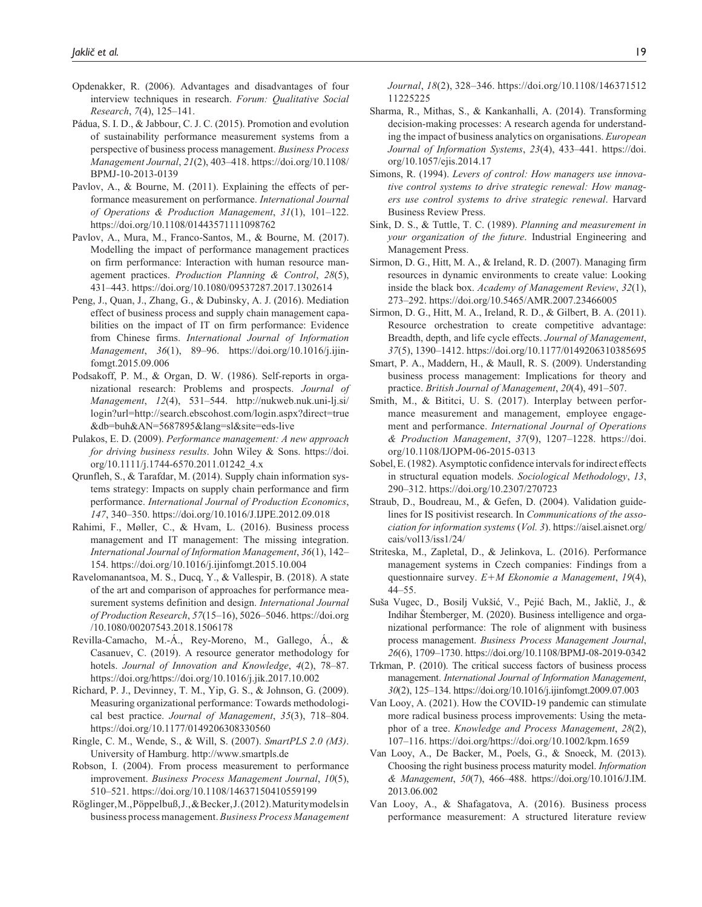Opdenakker, R. (2006). Advantages and disadvantages of four interview techniques in research. *Forum: Qualitative Social Research*, *7*(4), 125–141.

Pádua, S. I. D., & Jabbour, C. J. C. (2015). Promotion and evolution of sustainability performance measurement systems from a perspective of business process management. *Business Process Management Journal*, *21*(2), 403–418. https://doi.org/10.1108/BPMJ-10-2013-0139

Pavlov, A., & Bourne, M. (2011). Explaining the effects of performance measurement on performance. *International Journal of Operations & Production Management*, *31*(1), 101–122. https://doi.org/10.1108/01443571111098762

Pavlov, A., Mura, M., Franco-Santos, M., & Bourne, M. (2017). Modelling the impact of performance management practices on firm performance: Interaction with human resource management practices. *Production Planning & Control*, *28*(5), 431–443. https://doi.org/10.1080/09537287.2017.1302614

Peng, J., Quan, J., Zhang, G., & Dubinsky, A. J. (2016). Mediation effect of business process and supply chain management capabilities on the impact of IT on firm performance: Evidence from Chinese firms. *International Journal of Information Management*, *36*(1), 89–96. https://doi.org/10.1016/j.ijinfomgt.2015.09.006

Podsakoff, P. M., & Organ, D. W. (1986). Self-reports in organizational research: Problems and prospects. *Journal of Management*, *12*(4), 531–544. http://nukweb.nuk.uni-lj.si/login?url=http://search.ebscohost.com/login.aspx?direct=true&db=buh&AN=5687895&lang=sl&site=eds-live

Pulakos, E. D. (2009). *Performance management: A new approach for driving business results*. John Wiley & Sons. https://doi.org/10.1111/j.1744-6570.2011.01242_4.x

Qrunfleh, S., & Tarafdar, M. (2014). Supply chain information systems strategy: Impacts on supply chain performance and firm performance. *International Journal of Production Economics*, *147*, 340–350. https://doi.org/10.1016/J.IJPE.2012.09.018

Rahimi, F., Møller, C., & Hvam, L. (2016). Business process management and IT management: The missing integration. *International Journal of Information Management*, *36*(1), 142–154. https://doi.org/10.1016/j.ijinfomgt.2015.10.004

Ravelomanantsoa, M. S., Ducq, Y., & Vallespir, B. (2018). A state of the art and comparison of approaches for performance measurement systems definition and design. *International Journal of Production Research*, *57*(15–16), 5026–5046. https://doi.org/10.1080/00207543.2018.1506178

Revilla-Camacho, M.-Á., Rey-Moreno, M., Gallego, Á., & Casanuev, C. (2019). A resource generator methodology for hotels. *Journal of Innovation and Knowledge*, *4*(2), 78–87. https://doi.org/https://doi.org/10.1016/j.jik.2017.10.002

Richard, P. J., Devinney, T. M., Yip, G. S., & Johnson, G. (2009). Measuring organizational performance: Towards methodological best practice. *Journal of Management*, *35*(3), 718–804. https://doi.org/10.1177/0149206308330560

Ringle, C. M., Wende, S., & Will, S. (2007). *SmartPLS 2.0 (M3)*. University of Hamburg. http://www.smartpls.de

Robson, I. (2004). From process measurement to performance improvement. *Business Process Management Journal*, *10*(5), 510–521. https://doi.org/10.1108/14637150410559199

Röglinger, M., Pöppelbuß, J., & Becker, J. (2012). Maturity models in business process management. *Business Process Management Journal*, *18*(2), 328–346. https://doi.org/10.1108/14637151211225225

Sharma, R., Mithas, S., & Kankanhalli, A. (2014). Transforming decision-making processes: A research agenda for understanding the impact of business analytics on organisations. *European Journal of Information Systems*, *23*(4), 433–441. https://doi.org/10.1057/ejis.2014.17

Simons, R. (1994). *Levers of control: How managers use innovative control systems to drive strategic renewal: How managers use control systems to drive strategic renewal*. Harvard Business Review Press.

Sink, D. S., & Tuttle, T. C. (1989). *Planning and measurement in your organization of the future*. Industrial Engineering and Management Press.

Sirmon, D. G., Hitt, M. A., & Ireland, R. D. (2007). Managing firm resources in dynamic environments to create value: Looking inside the black box. *Academy of Management Review*, *32*(1), 273–292. https://doi.org/10.5465/AMR.2007.23466005

Sirmon, D. G., Hitt, M. A., Ireland, R. D., & Gilbert, B. A. (2011). Resource orchestration to create competitive advantage: Breadth, depth, and life cycle effects. *Journal of Management*, *37*(5), 1390–1412. https://doi.org/10.1177/0149206310385695

Smart, P. A., Maddern, H., & Maull, R. S. (2009). Understanding business process management: Implications for theory and practice. *British Journal of Management*, *20*(4), 491–507.

Smith, M., & Bititci, U. S. (2017). Interplay between performance measurement and management, employee engagement and performance. *International Journal of Operations & Production Management*, *37*(9), 1207–1228. https://doi.org/10.1108/IJOPM-06-2015-0313

Sobel, E. (1982). Asymptotic confidence intervals for indirect effects in structural equation models. *Sociological Methodology*, *13*, 290–312. https://doi.org/10.2307/270723

Straub, D., Boudreau, M., & Gefen, D. (2004). Validation guidelines for IS positivist research. In *Communications of the association for information systems* (*Vol. 3*). https://aisel.aisnet.org/cais/vol13/iss1/24/

Striteska, M., Zapletal, D., & Jelinkova, L. (2016). Performance management systems in Czech companies: Findings from a questionnaire survey. *E+M Ekonomie a Management*, *19*(4), 44–55.

Suša Vugec, D., Bosilj Vukšić, V., Pejić Bach, M., Jaklič, J., & Indihar Štemberger, M. (2020). Business intelligence and organizational performance: The role of alignment with business process management. *Business Process Management Journal*, *26*(6), 1709–1730. https://doi.org/10.1108/BPMJ-08-2019-0342

Trkman, P. (2010). The critical success factors of business process management. *International Journal of Information Management*, *30*(2), 125–134. https://doi.org/10.1016/j.ijinfomgt.2009.07.003

Van Looy, A. (2021). How the COVID-19 pandemic can stimulate more radical business process improvements: Using the metaphor of a tree. *Knowledge and Process Management*, *28*(2), 107–116. https://doi.org/https://doi.org/10.1002/kpm.1659

Van Looy, A., De Backer, M., Poels, G., & Snoeck, M. (2013). Choosing the right business process maturity model. *Information & Management*, *50*(7), 466–488. https://doi.org/10.1016/J.IM.2013.06.002

Van Looy, A., & Shafagatova, A. (2016). Business process performance measurement: A structured literature review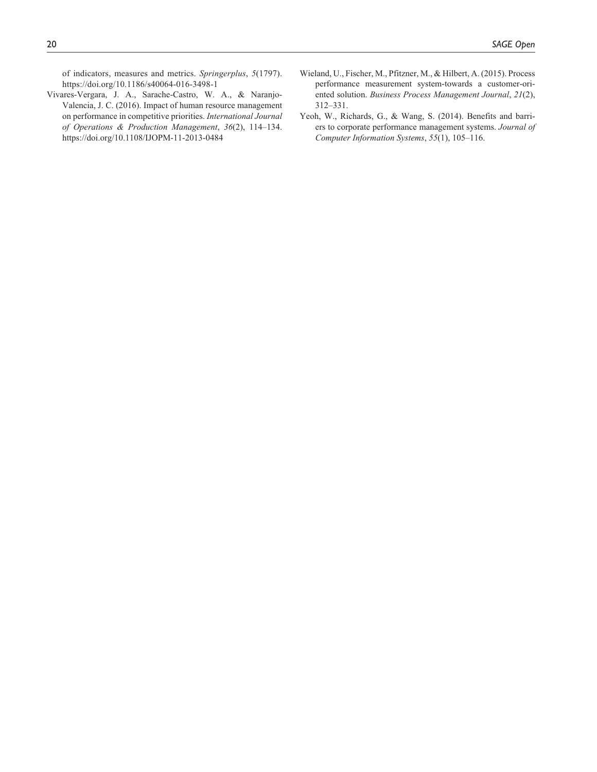of indicators, measures and metrics. *Springerplus*, *5*(1797). https://doi.org/10.1186/s40064-016-3498-1

Vivares-Vergara, J. A., Sarache-Castro, W. A., & Naranjo-Valencia, J. C. (2016). Impact of human resource management on performance in competitive priorities. *International Journal of Operations & Production Management*, *36*(2), 114–134. https://doi.org/10.1108/IJOPM-11-2013-0484

Wieland, U., Fischer, M., Pfitzner, M., & Hilbert, A. (2015). Process performance measurement system-towards a customer-oriented solution. *Business Process Management Journal*, *21*(2), 312–331.

Yeoh, W., Richards, G., & Wang, S. (2014). Benefits and barriers to corporate performance management systems. *Journal of Computer Information Systems*, *55*(1), 105–116.